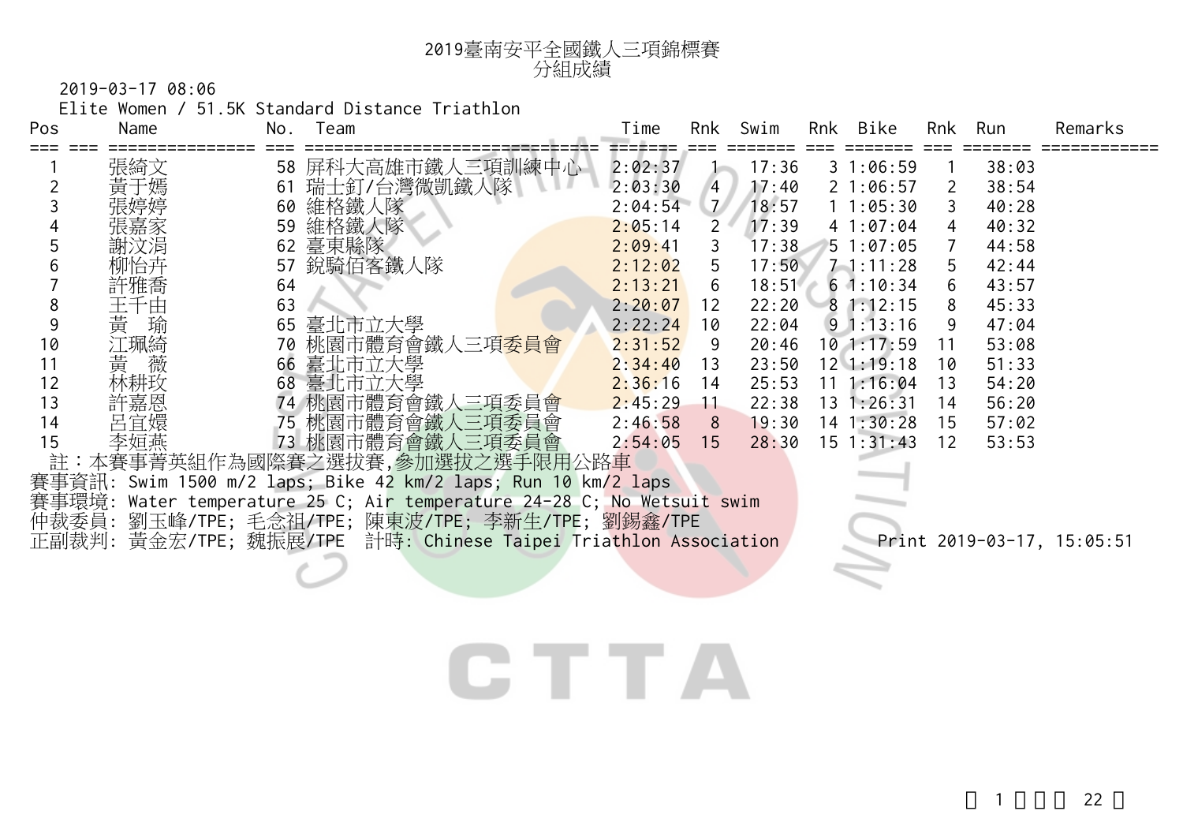# 2019臺南安平全國鐵人三項錦標賽

## 分組成績

2019-03-17 08:06

Elite Women / 51.5K Standard Distance Triathlon

| Pos | | Name | No. | Team | Time | Rnk | Swim | Rnk | Bike | Rnk | Run | Remarks |
|---|---|---|---|---|---|---|---|---|---|---|---|---|
| 1 | | 張綺文 | 58 | 屏科大高雄市鐵人三項訓練中心 | 2:02:37 | 1 | 17:36 | 3 | 1:06:59 | 1 | 38:03 | |
| 2 | | 黃于嫣 | 61 | 瑞士釘/台灣微凱鐵人隊 | 2:03:30 | 4 | 17:40 | 2 | 1:06:57 | 2 | 38:54 | |
| 3 | | 張婷婷 | 60 | 維格鐵人隊 | 2:04:54 | 7 | 18:57 | 1 | 1:05:30 | 3 | 40:28 | |
| 4 | | 張嘉家 | 59 | 維格鐵人隊 | 2:05:14 | 2 | 17:39 | 4 | 1:07:04 | 4 | 40:32 | |
| 5 | | 謝汶涓 | 62 | 臺東縣隊 | 2:09:41 | 3 | 17:38 | 5 | 1:07:05 | 7 | 44:58 | |
| 6 | | 柳怡卉 | 57 | 銳騎佰客鐵人隊 | 2:12:02 | 5 | 17:50 | 7 | 1:11:28 | 5 | 42:44 | |
| 7 | | 許雅喬 | 64 | | 2:13:21 | 6 | 18:51 | 6 | 1:10:34 | 6 | 43:57 | |
| 8 | | 王千由 | 63 | | 2:20:07 | 12 | 22:20 | 8 | 1:12:15 | 8 | 45:33 | |
| 9 | | 黃　瑜 | 65 | 臺北市立大學 | 2:22:24 | 10 | 22:04 | 9 | 1:13:16 | 9 | 47:04 | |
| 10 | | 江珮綺 | 70 | 桃園市體育會鐵人三項委員會 | 2:31:52 | 9 | 20:46 | 10 | 1:17:59 | 11 | 53:08 | |
| 11 | | 黃　薇 | 66 | 臺北市立大學 | 2:34:40 | 13 | 23:50 | 12 | 1:19:18 | 10 | 51:33 | |
| 12 | | 林耕玟 | 68 | 臺北市立大學 | 2:36:16 | 14 | 25:53 | 11 | 1:16:04 | 13 | 54:20 | |
| 13 | | 許嘉恩 | 74 | 桃園市體育會鐵人三項委員會 | 2:45:29 | 11 | 22:38 | 13 | 1:26:31 | 14 | 56:20 | |
| 14 | | 呂宜嬛 | 75 | 桃園市體育會鐵人三項委員會 | 2:46:58 | 8 | 19:30 | 14 | 1:30:28 | 15 | 57:02 | |
| 15 | | 李姮燕 | 73 | 桃園市體育會鐵人三項委員會 | 2:54:05 | 15 | 28:30 | 15 | 1:31:43 | 12 | 53:53 | |

註：本賽事菁英組作為國際賽之選拔賽,參加選拔之選手限用公路車

賽事資訊: Swim 1500 m/2 laps; Bike 42 km/2 laps; Run 10 km/2 laps

賽事環境: Water temperature 25 C; Air temperature 24-28 C; No Wetsuit swim

仲裁委員: 劉玉峰/TPE; 毛念祖/TPE; 陳東波/TPE; 李新生/TPE; 劉錫鑫/TPE

正副裁判: 黃金宏/TPE; 魏振展/TPE　計時: Chinese Taipei Triathlon Association　　Print 2019-03-17, 15:05:51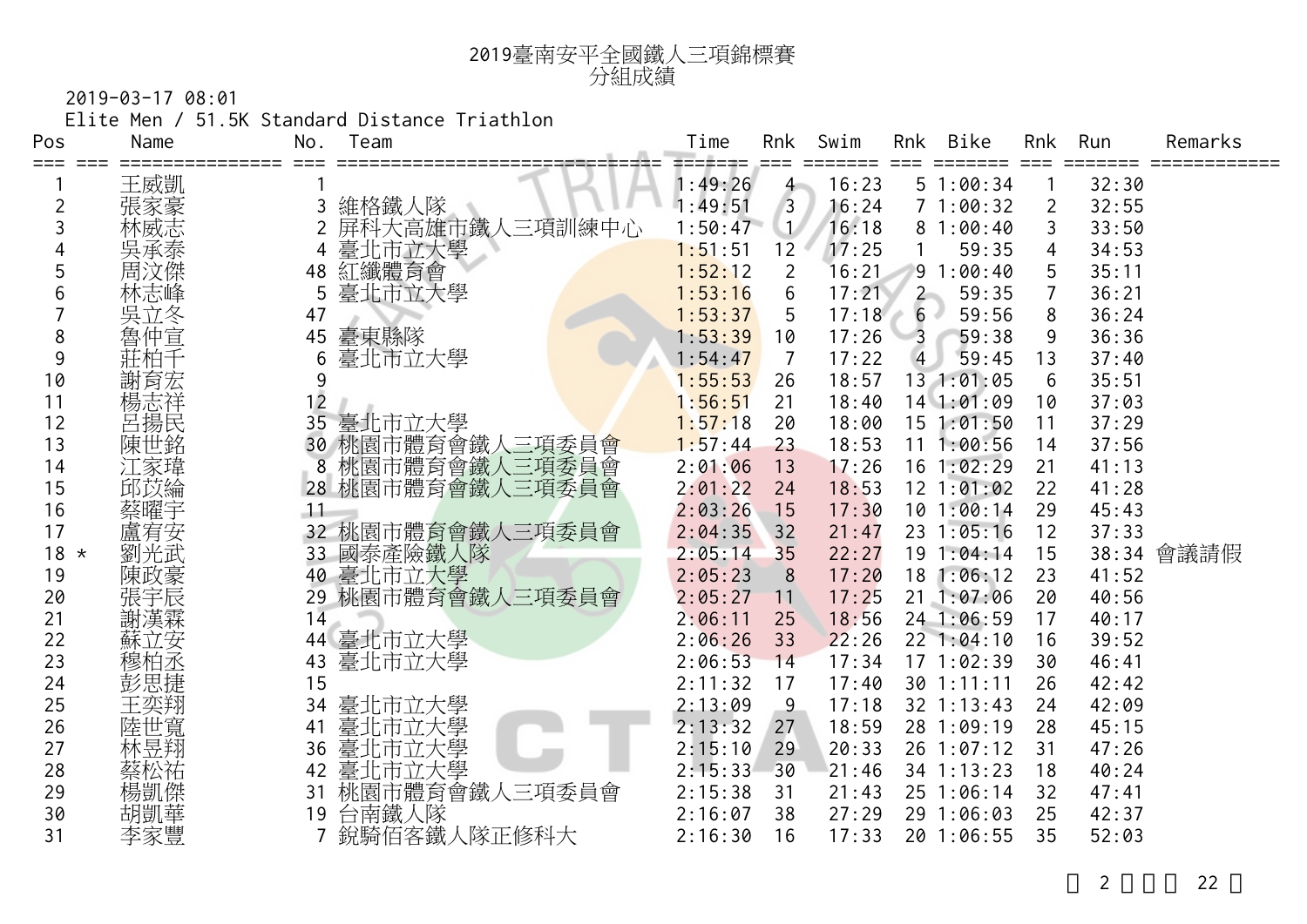# 2019臺南安平全國鐵人三項錦標賽
## 分組成績

2019-03-17 08:01

Elite Men / 51.5K Standard Distance Triathlon

| Pos | | Name | No. | Team | Time | Rnk | Swim | Rnk | Bike | Rnk | Run | Remarks |
|---|---|---|---|---|---|---|---|---|---|---|---|---|
| 1 | | 王威凱 | 1 | | 1:49:26 | 4 | 16:23 | 5 | 1:00:34 | 1 | 32:30 | |
| 2 | | 張家豪 | 3 | 維格鐵人隊 | 1:49:51 | 3 | 16:24 | 7 | 1:00:32 | 2 | 32:55 | |
| 3 | | 林威志 | 2 | 屏科大高雄市鐵人三項訓練中心 | 1:50:47 | 1 | 16:18 | 8 | 1:00:40 | 3 | 33:50 | |
| 4 | | 吳承泰 | 4 | 臺北市立大學 | 1:51:51 | 12 | 17:25 | 1 | 59:35 | 4 | 34:53 | |
| 5 | | 周汶傑 | 48 | 紅纖體育會 | 1:52:12 | 2 | 16:21 | 9 | 1:00:40 | 5 | 35:11 | |
| 6 | | 林志峰 | 5 | 臺北市立大學 | 1:53:16 | 6 | 17:21 | 2 | 59:35 | 7 | 36:21 | |
| 7 | | 吳立冬 | 47 | | 1:53:37 | 5 | 17:18 | 6 | 59:56 | 8 | 36:24 | |
| 8 | | 魯仲宣 | 45 | 臺東縣隊 | 1:53:39 | 10 | 17:26 | 3 | 59:38 | 9 | 36:36 | |
| 9 | | 莊柏千 | 6 | 臺北市立大學 | 1:54:47 | 7 | 17:22 | 4 | 59:45 | 13 | 37:40 | |
| 10 | | 謝育宏 | 9 | | 1:55:53 | 26 | 18:57 | 13 | 1:01:05 | 6 | 35:51 | |
| 11 | | 楊志祥 | 12 | | 1:56:51 | 21 | 18:40 | 14 | 1:01:09 | 10 | 37:03 | |
| 12 | | 呂揚民 | 35 | 臺北市立大學 | 1:57:18 | 20 | 18:00 | 15 | 1:01:50 | 11 | 37:29 | |
| 13 | | 陳世銘 | 30 | 桃園市體育會鐵人三項委員會 | 1:57:44 | 23 | 18:53 | 11 | 1:00:56 | 14 | 37:56 | |
| 14 | | 江家瑋 | 8 | 桃園市體育會鐵人三項委員會 | 2:01:06 | 13 | 17:26 | 16 | 1:02:29 | 21 | 41:13 | |
| 15 | | 邱苡綸 | 28 | 桃園市體育會鐵人三項委員會 | 2:01:22 | 24 | 18:53 | 12 | 1:01:02 | 22 | 41:28 | |
| 16 | | 蔡曜宇 | 11 | | 2:03:26 | 15 | 17:30 | 10 | 1:00:14 | 29 | 45:43 | |
| 17 | | 盧宥安 | 32 | 桃園市體育會鐵人三項委員會 | 2:04:35 | 32 | 21:47 | 23 | 1:05:16 | 12 | 37:33 | |
| 18 | * | 劉光武 | 33 | 國泰產險鐵人隊 | 2:05:14 | 35 | 22:27 | 19 | 1:04:14 | 15 | 38:34 | 會議請假 |
| 19 | | 陳政豪 | 40 | 臺北市立大學 | 2:05:23 | 8 | 17:20 | 18 | 1:06:12 | 23 | 41:52 | |
| 20 | | 張宇辰 | 29 | 桃園市體育會鐵人三項委員會 | 2:05:27 | 11 | 17:25 | 21 | 1:07:06 | 20 | 40:56 | |
| 21 | | 謝漢霖 | 14 | | 2:06:11 | 25 | 18:56 | 24 | 1:06:59 | 17 | 40:17 | |
| 22 | | 蘇立安 | 44 | 臺北市立大學 | 2:06:26 | 33 | 22:26 | 22 | 1:04:10 | 16 | 39:52 | |
| 23 | | 穆柏丞 | 43 | 臺北市立大學 | 2:06:53 | 14 | 17:34 | 17 | 1:02:39 | 30 | 46:41 | |
| 24 | | 彭思捷 | 15 | | 2:11:32 | 17 | 17:40 | 30 | 1:11:11 | 26 | 42:42 | |
| 25 | | 王奕翔 | 34 | 臺北市立大學 | 2:13:09 | 9 | 17:18 | 32 | 1:13:43 | 24 | 42:09 | |
| 26 | | 陸世寬 | 41 | 臺北市立大學 | 2:13:32 | 27 | 18:59 | 28 | 1:09:19 | 28 | 45:15 | |
| 27 | | 林昱翔 | 36 | 臺北市立大學 | 2:15:10 | 29 | 20:33 | 26 | 1:07:12 | 31 | 47:26 | |
| 28 | | 蔡松祐 | 42 | 臺北市立大學 | 2:15:33 | 30 | 21:46 | 34 | 1:13:23 | 18 | 40:24 | |
| 29 | | 楊凱傑 | 31 | 桃園市體育會鐵人三項委員會 | 2:15:38 | 31 | 21:43 | 25 | 1:06:14 | 32 | 47:41 | |
| 30 | | 胡凱華 | 19 | 台南鐵人隊 | 2:16:07 | 38 | 27:29 | 29 | 1:06:03 | 25 | 42:37 | |
| 31 | | 李家豐 | 7 | 銳騎佰客鐵人隊正修科大 | 2:16:30 | 16 | 17:33 | 20 | 1:06:55 | 35 | 52:03 | |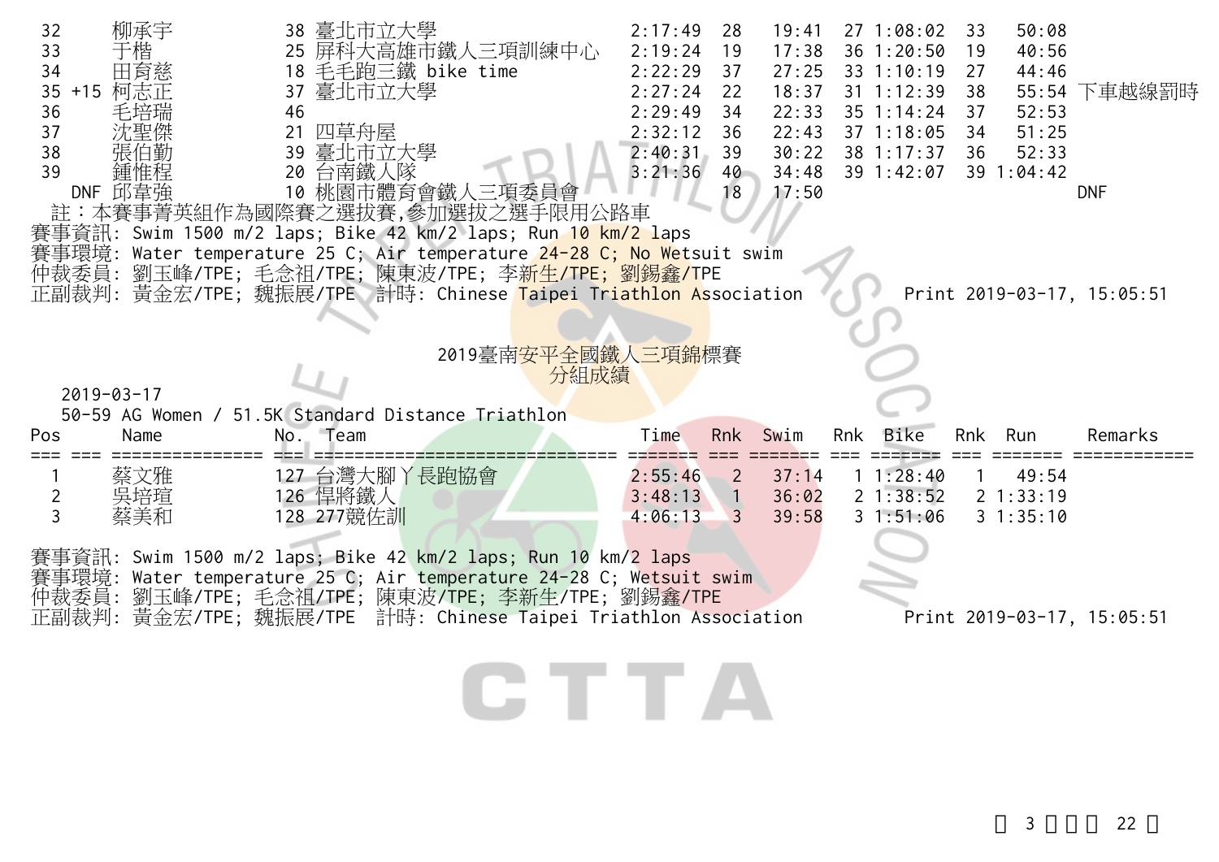| Pos | | Name | No. | Team | Time | Rnk | Swim | Rnk | Bike | Rnk | Run | Remarks |
|---|---|---|---|---|---|---|---|---|---|---|---|---|
| 32 | | 柳承宇 | 38 | 臺北市立大學 | 2:17:49 | 28 | 19:41 | 27 | 1:08:02 | 33 | 50:08 | |
| 33 | | 于楷 | 25 | 屏科大高雄市鐵人三項訓練中心 | 2:19:24 | 19 | 17:38 | 36 | 1:20:50 | 19 | 40:56 | |
| 34 | | 田育慈 | 18 | 毛毛跑三鐵 bike time | 2:22:29 | 37 | 27:25 | 33 | 1:10:19 | 27 | 44:46 | |
| 35 | +15 | 柯志正 | 37 | 臺北市立大學 | 2:27:24 | 22 | 18:37 | 31 | 1:12:39 | 38 | 55:54 | 下車越線罰時 |
| 36 | | 毛培瑞 | 46 | | 2:29:49 | 34 | 22:33 | 35 | 1:14:24 | 37 | 52:53 | |
| 37 | | 沈聖傑 | 21 | 四草舟屋 | 2:32:12 | 36 | 22:43 | 37 | 1:18:05 | 34 | 51:25 | |
| 38 | | 張伯勤 | 39 | 臺北市立大學 | 2:40:31 | 39 | 30:22 | 38 | 1:17:37 | 36 | 52:33 | |
| 39 | | 鍾惟程 | 20 | 台南鐵人隊 | 3:21:36 | 40 | 34:48 | 39 | 1:42:07 | 39 | 1:04:42 | |
| | DNF | 邱韋強 | 10 | 桃園市體育會鐵人三項委員會 | | 18 | 17:50 | | | | | DNF |

註：本賽事菁英組作為國際賽之選拔賽,參加選拔之選手限用公路車
賽事資訊: Swim 1500 m/2 laps; Bike 42 km/2 laps; Run 10 km/2 laps
賽事環境: Water temperature 25 C; Air temperature 24-28 C; No Wetsuit swim
仲裁委員: 劉玉峰/TPE; 毛念祖/TPE; 陳東波/TPE; 李新生/TPE; 劉錫鑫/TPE
正副裁判: 黃金宏/TPE; 魏振展/TPE 計時: Chinese Taipei Triathlon Association Print 2019-03-17, 15:05:51

## 2019臺南安平全國鐵人三項錦標賽
## 分組成績

2019-03-17
50-59 AG Women / 51.5K Standard Distance Triathlon

| Pos | Name | No. | Team | Time | Rnk | Swim | Rnk | Bike | Rnk | Run | Remarks |
|---|---|---|---|---|---|---|---|---|---|---|---|
| 1 | 蔡文雅 | 127 | 台灣大腳丫長跑協會 | 2:55:46 | 2 | 37:14 | 1 | 1:28:40 | 1 | 49:54 | |
| 2 | 吳培瑄 | 126 | 悍將鐵人 | 3:48:13 | 1 | 36:02 | 2 | 1:38:52 | 2 | 1:33:19 | |
| 3 | 蔡美和 | 128 | 277競佐訓 | 4:06:13 | 3 | 39:58 | 3 | 1:51:06 | 3 | 1:35:10 | |

賽事資訊: Swim 1500 m/2 laps; Bike 42 km/2 laps; Run 10 km/2 laps
賽事環境: Water temperature 25 C; Air temperature 24-28 C; Wetsuit swim
仲裁委員: 劉玉峰/TPE; 毛念祖/TPE; 陳東波/TPE; 李新生/TPE; 劉錫鑫/TPE
正副裁判: 黃金宏/TPE; 魏振展/TPE 計時: Chinese Taipei Triathlon Association Print 2019-03-17, 15:05:51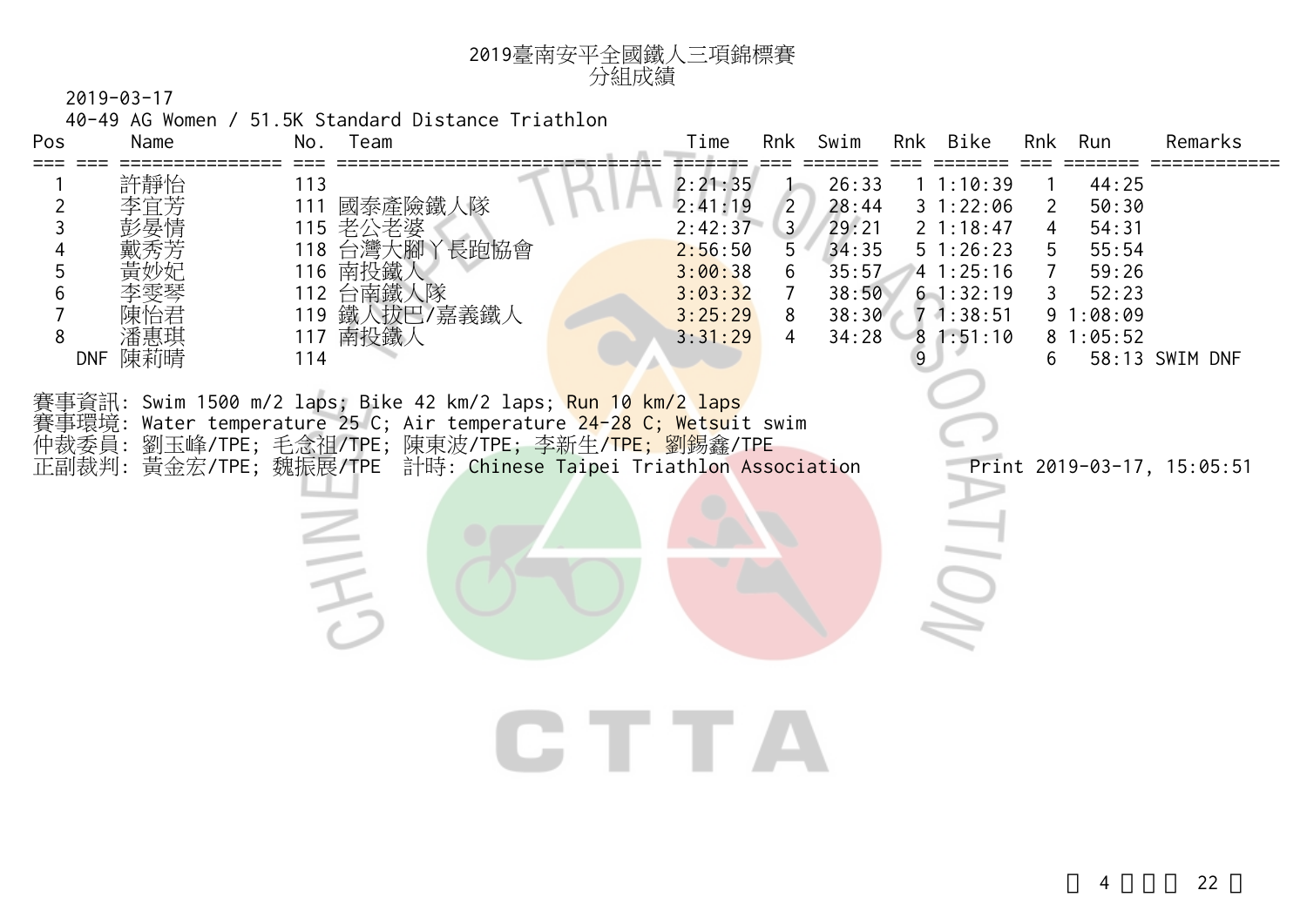# 2019臺南安平全國鐵人三項錦標賽
## 分組成績

2019-03-17

40-49 AG Women / 51.5K Standard Distance Triathlon

| Pos | | Name | No. | Team | Time | Rnk | Swim | Rnk | Bike | Rnk | Run | Remarks |
|---|---|---|---|---|---|---|---|---|---|---|---|---|
| 1 | | 許靜怡 | 113 | | 2:21:35 | 1 | 26:33 | 1 | 1:10:39 | 1 | 44:25 | |
| 2 | | 李宜芳 | 111 | 國泰產險鐵人隊 | 2:41:19 | 2 | 28:44 | 3 | 1:22:06 | 2 | 50:30 | |
| 3 | | 彭晏情 | 115 | 老公老婆 | 2:42:37 | 3 | 29:21 | 2 | 1:18:47 | 4 | 54:31 | |
| 4 | | 戴秀芳 | 118 | 台灣大腳丫長跑協會 | 2:56:50 | 5 | 34:35 | 5 | 1:26:23 | 5 | 55:54 | |
| 5 | | 黃妙妃 | 116 | 南投鐵人 | 3:00:38 | 6 | 35:57 | 4 | 1:25:16 | 7 | 59:26 | |
| 6 | | 李雯琴 | 112 | 台南鐵人隊 | 3:03:32 | 7 | 38:50 | 6 | 1:32:19 | 3 | 52:23 | |
| 7 | | 陳怡君 | 119 | 鐵人拔巴/嘉義鐵人 | 3:25:29 | 8 | 38:30 | 7 | 1:38:51 | 9 | 1:08:09 | |
| 8 | | 潘惠琪 | 117 | 南投鐵人 | 3:31:29 | 4 | 34:28 | 8 | 1:51:10 | 8 | 1:05:52 | |
| | DNF | 陳莉晴 | 114 | | | | | 9 | | 6 | 58:13 | SWIM DNF |

賽事資訊: Swim 1500 m/2 laps; Bike 42 km/2 laps; Run 10 km/2 laps
賽事環境: Water temperature 25 C; Air temperature 24-28 C; Wetsuit swim
仲裁委員: 劉玉峰/TPE; 毛念祖/TPE; 陳東波/TPE; 李新生/TPE; 劉錫鑫/TPE
正副裁判: 黃金宏/TPE; 魏振展/TPE 計時: Chinese Taipei Triathlon Association

Print 2019-03-17, 15:05:51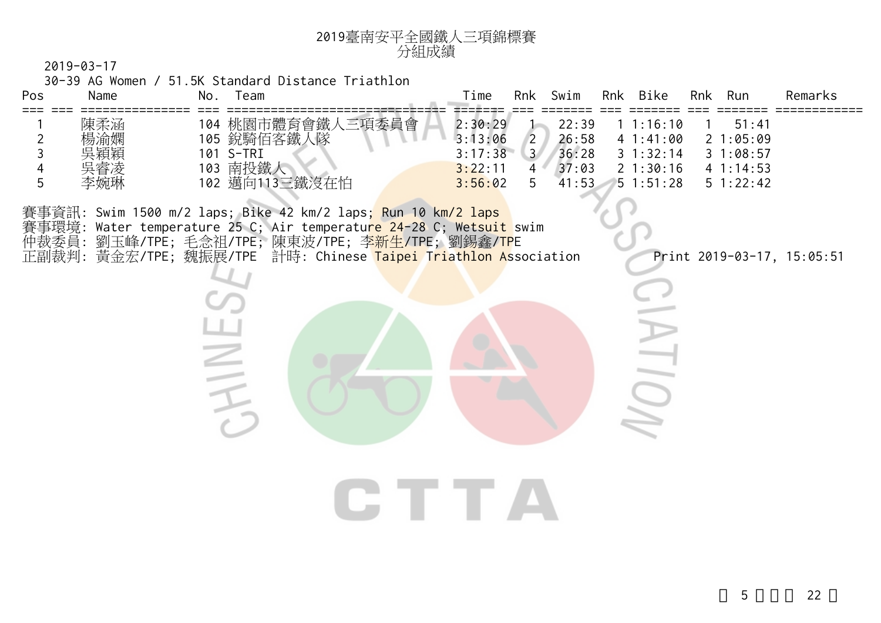# 2019臺南安平全國鐵人三項錦標賽

## 分組成績

2019-03-17

30-39 AG Women / 51.5K Standard Distance Triathlon

| Pos | Name | No. | Team | Time | Rnk | Swim | Rnk | Bike | Rnk | Run | Remarks |
|---|---|---|---|---|---|---|---|---|---|---|---|
| 1 | 陳柔涵 | 104 | 桃園市體育會鐵人三項委員會 | 2:30:29 | 1 | 22:39 | 1 | 1:16:10 | 1 | 51:41 | |
| 2 | 楊渝嫻 | 105 | 銳騎佰客鐵人隊 | 3:13:06 | 2 | 26:58 | 4 | 1:41:00 | 2 | 1:05:09 | |
| 3 | 吳穎穎 | 101 | S-TRI | 3:17:38 | 3 | 36:28 | 3 | 1:32:14 | 3 | 1:08:57 | |
| 4 | 吳睿凌 | 103 | 南投鐵人 | 3:22:11 | 4 | 37:03 | 2 | 1:30:16 | 4 | 1:14:53 | |
| 5 | 李婉琳 | 102 | 邁向113三鐵沒在怕 | 3:56:02 | 5 | 41:53 | 5 | 1:51:28 | 5 | 1:22:42 | |

賽事資訊: Swim 1500 m/2 laps; Bike 42 km/2 laps; Run 10 km/2 laps

賽事環境: Water temperature 25 C; Air temperature 24-28 C; Wetsuit swim

仲裁委員: 劉玉峰/TPE; 毛念祖/TPE; 陳東波/TPE; 李新生/TPE; 劉錫鑫/TPE

正副裁判: 黃金宏/TPE; 魏振展/TPE 計時: Chinese Taipei Triathlon Association Print 2019-03-17, 15:05:51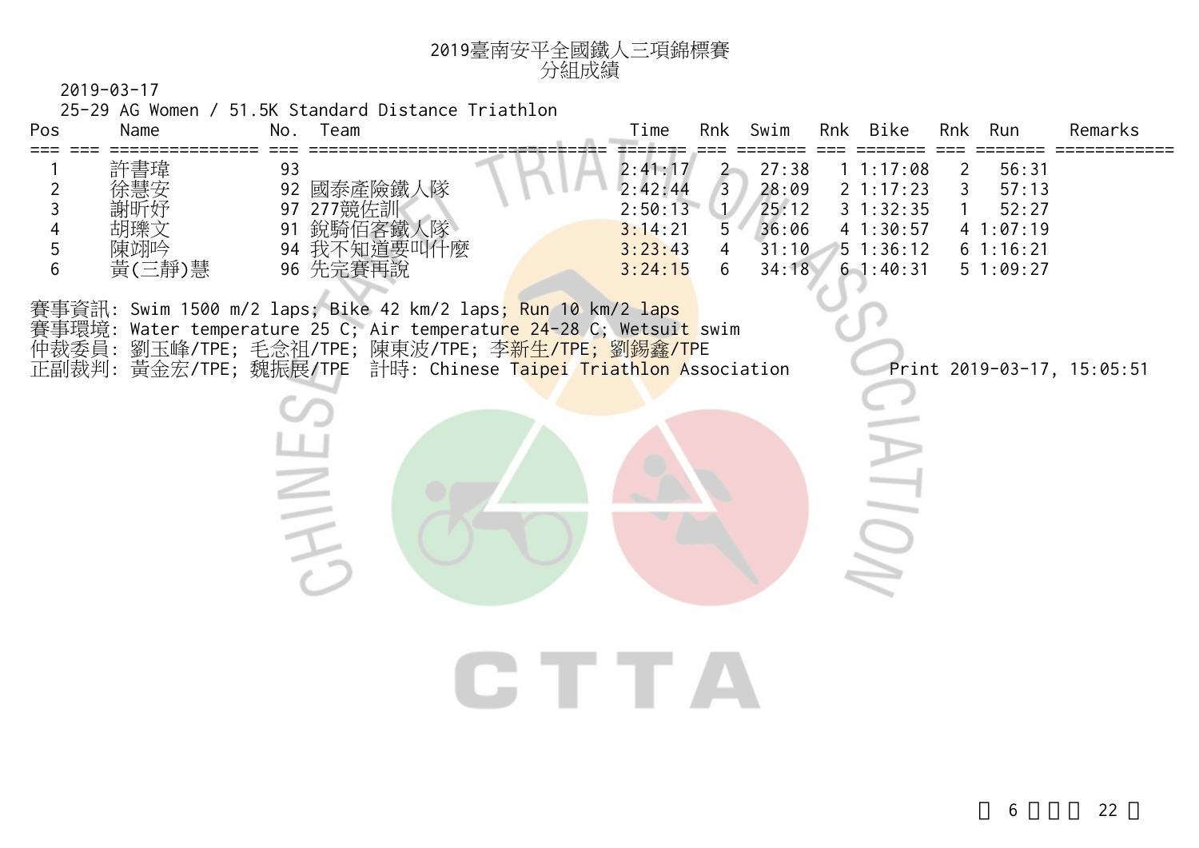# 2019臺南安平全國鐵人三項錦標賽
## 分組成績

2019-03-17

25-29 AG Women / 51.5K Standard Distance Triathlon

| Pos | | Name | No. | Team | Time | Rnk | Swim | Rnk | Bike | Rnk | Run | Remarks |
|---|---|---|---|---|---|---|---|---|---|---|---|---|
| 1 | | 許書瑋 | 93 | | 2:41:17 | 2 | 27:38 | 1 | 1:17:08 | 2 | 56:31 | |
| 2 | | 徐慧安 | 92 | 國泰產險鐵人隊 | 2:42:44 | 3 | 28:09 | 2 | 1:17:23 | 3 | 57:13 | |
| 3 | | 謝昕妤 | 97 | 277競佐訓 | 2:50:13 | 1 | 25:12 | 3 | 1:32:35 | 1 | 52:27 | |
| 4 | | 胡瓅文 | 91 | 銳騎佰客鐵人隊 | 3:14:21 | 5 | 36:06 | 4 | 1:30:57 | 4 | 1:07:19 | |
| 5 | | 陳翊吟 | 94 | 我不知道要叫什麼 | 3:23:43 | 4 | 31:10 | 5 | 1:36:12 | 6 | 1:16:21 | |
| 6 | | 黃(三靜)慧 | 96 | 先完賽再說 | 3:24:15 | 6 | 34:18 | 6 | 1:40:31 | 5 | 1:09:27 | |

賽事資訊: Swim 1500 m/2 laps; Bike 42 km/2 laps; Run 10 km/2 laps
賽事環境: Water temperature 25 C; Air temperature 24-28 C; Wetsuit swim
仲裁委員: 劉玉峰/TPE; 毛念祖/TPE; 陳東波/TPE; 李新生/TPE; 劉錫鑫/TPE
正副裁判: 黃金宏/TPE; 魏振展/TPE 計時: Chinese Taipei Triathlon Association

Print 2019-03-17, 15:05:51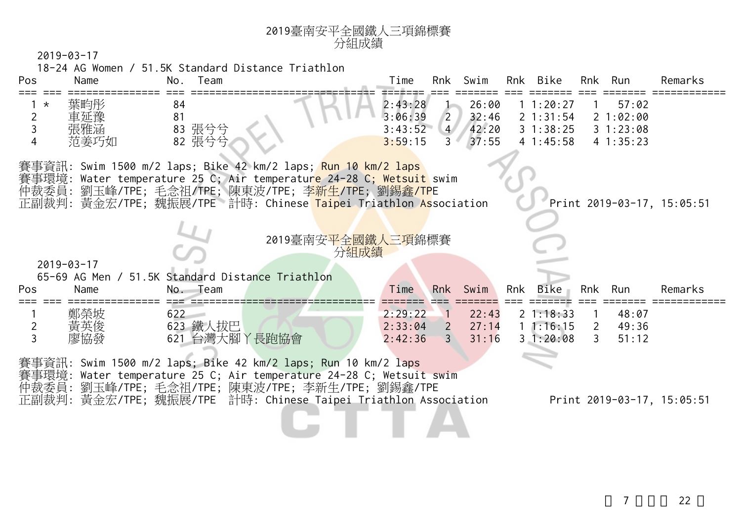# 2019臺南安平全國鐵人三項錦標賽
## 分組成績

2019-03-17

18-24 AG Women / 51.5K Standard Distance Triathlon

| Pos | | Name | No. | Team | Time | Rnk | Swim | Rnk | Bike | Rnk | Run | Remarks |
|---|---|---|---|---|---|---|---|---|---|---|---|---|
| 1 | * | 葉昀彤 | 84 | | 2:43:28 | 1 | 26:00 | 1 | 1:20:27 | 1 | 57:02 | |
| 2 | | 車延豫 | 81 | | 3:06:39 | 2 | 32:46 | 2 | 1:31:54 | 2 | 1:02:00 | |
| 3 | | 張雅涵 | 83 | 張兮兮 | 3:43:52 | 4 | 42:20 | 3 | 1:38:25 | 3 | 1:23:08 | |
| 4 | | 范姜巧如 | 82 | 張兮兮 | 3:59:15 | 3 | 37:55 | 4 | 1:45:58 | 4 | 1:35:23 | |

賽事資訊: Swim 1500 m/2 laps; Bike 42 km/2 laps; Run 10 km/2 laps
賽事環境: Water temperature 25 C; Air temperature 24-28 C; Wetsuit swim
仲裁委員: 劉玉峰/TPE; 毛念祖/TPE; 陳東波/TPE; 李新生/TPE; 劉錫鑫/TPE
正副裁判: 黃金宏/TPE; 魏振展/TPE 計時: Chinese Taipei Triathlon Association Print 2019-03-17, 15:05:51

# 2019臺南安平全國鐵人三項錦標賽
## 分組成績

2019-03-17

65-69 AG Men / 51.5K Standard Distance Triathlon

| Pos | | Name | No. | Team | Time | Rnk | Swim | Rnk | Bike | Rnk | Run | Remarks |
|---|---|---|---|---|---|---|---|---|---|---|---|---|
| 1 | | 鄭榮坡 | 622 | | 2:29:22 | 1 | 22:43 | 2 | 1:18:33 | 1 | 48:07 | |
| 2 | | 黃英俊 | 623 | 鐵人拔巴 | 2:33:04 | 2 | 27:14 | 1 | 1:16:15 | 2 | 49:36 | |
| 3 | | 廖協發 | 621 | 台灣大腳丫長跑協會 | 2:42:36 | 3 | 31:16 | 3 | 1:20:08 | 3 | 51:12 | |

賽事資訊: Swim 1500 m/2 laps; Bike 42 km/2 laps; Run 10 km/2 laps
賽事環境: Water temperature 25 C; Air temperature 24-28 C; Wetsuit swim
仲裁委員: 劉玉峰/TPE; 毛念祖/TPE; 陳東波/TPE; 李新生/TPE; 劉錫鑫/TPE
正副裁判: 黃金宏/TPE; 魏振展/TPE 計時: Chinese Taipei Triathlon Association Print 2019-03-17, 15:05:51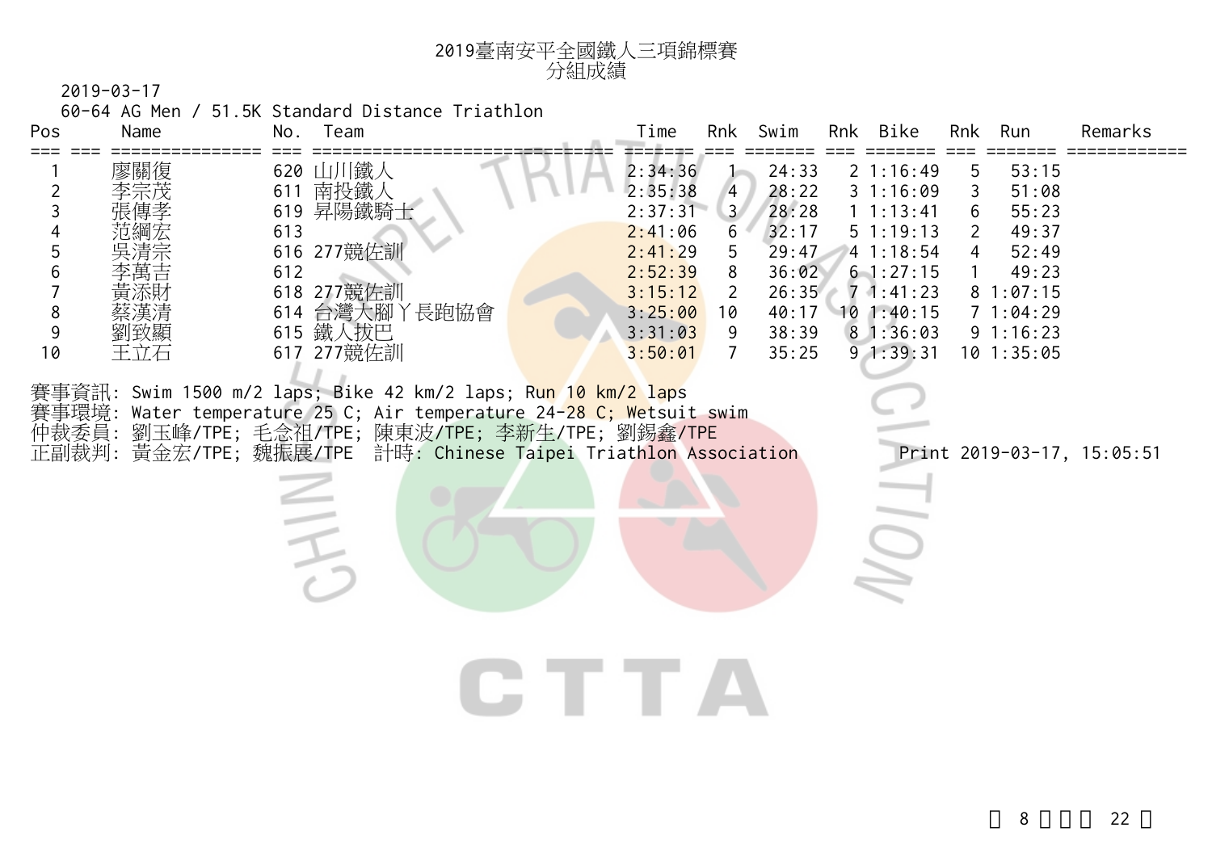# 2019臺南安平全國鐵人三項錦標賽
## 分組成績

2019-03-17

60-64 AG Men / 51.5K Standard Distance Triathlon

| Pos | | Name | No. | Team | Time | Rnk | Swim | Rnk | Bike | Rnk | Run | Remarks |
|---|---|---|---|---|---|---|---|---|---|---|---|---|
| 1 | | 廖關復 | 620 | 山川鐵人 | 2:34:36 | 1 | 24:33 | 2 | 1:16:49 | 5 | 53:15 | |
| 2 | | 李宗茂 | 611 | 南投鐵人 | 2:35:38 | 4 | 28:22 | 3 | 1:16:09 | 3 | 51:08 | |
| 3 | | 張傳孝 | 619 | 昇陽鐵騎士 | 2:37:31 | 3 | 28:28 | 1 | 1:13:41 | 6 | 55:23 | |
| 4 | | 范綱宏 | 613 | | 2:41:06 | 6 | 32:17 | 5 | 1:19:13 | 2 | 49:37 | |
| 5 | | 吳清宗 | 616 | 277競佐訓 | 2:41:29 | 5 | 29:47 | 4 | 1:18:54 | 4 | 52:49 | |
| 6 | | 李萬吉 | 612 | | 2:52:39 | 8 | 36:02 | 6 | 1:27:15 | 1 | 49:23 | |
| 7 | | 黃添財 | 618 | 277競佐訓 | 3:15:12 | 2 | 26:35 | 7 | 1:41:23 | 8 | 1:07:15 | |
| 8 | | 蔡漢清 | 614 | 台灣大腳丫長跑協會 | 3:25:00 | 10 | 40:17 | 10 | 1:40:15 | 7 | 1:04:29 | |
| 9 | | 劉致顯 | 615 | 鐵人拔巴 | 3:31:03 | 9 | 38:39 | 8 | 1:36:03 | 9 | 1:16:23 | |
| 10 | | 王立石 | 617 | 277競佐訓 | 3:50:01 | 7 | 35:25 | 9 | 1:39:31 | 10 | 1:35:05 | |

賽事資訊: Swim 1500 m/2 laps; Bike 42 km/2 laps; Run 10 km/2 laps
賽事環境: Water temperature 25 C; Air temperature 24-28 C; Wetsuit swim
仲裁委員: 劉玉峰/TPE; 毛念祖/TPE; 陳東波/TPE; 李新生/TPE; 劉錫鑫/TPE
正副裁判: 黃金宏/TPE; 魏振展/TPE　計時: Chinese Taipei Triathlon Association　　Print 2019-03-17, 15:05:51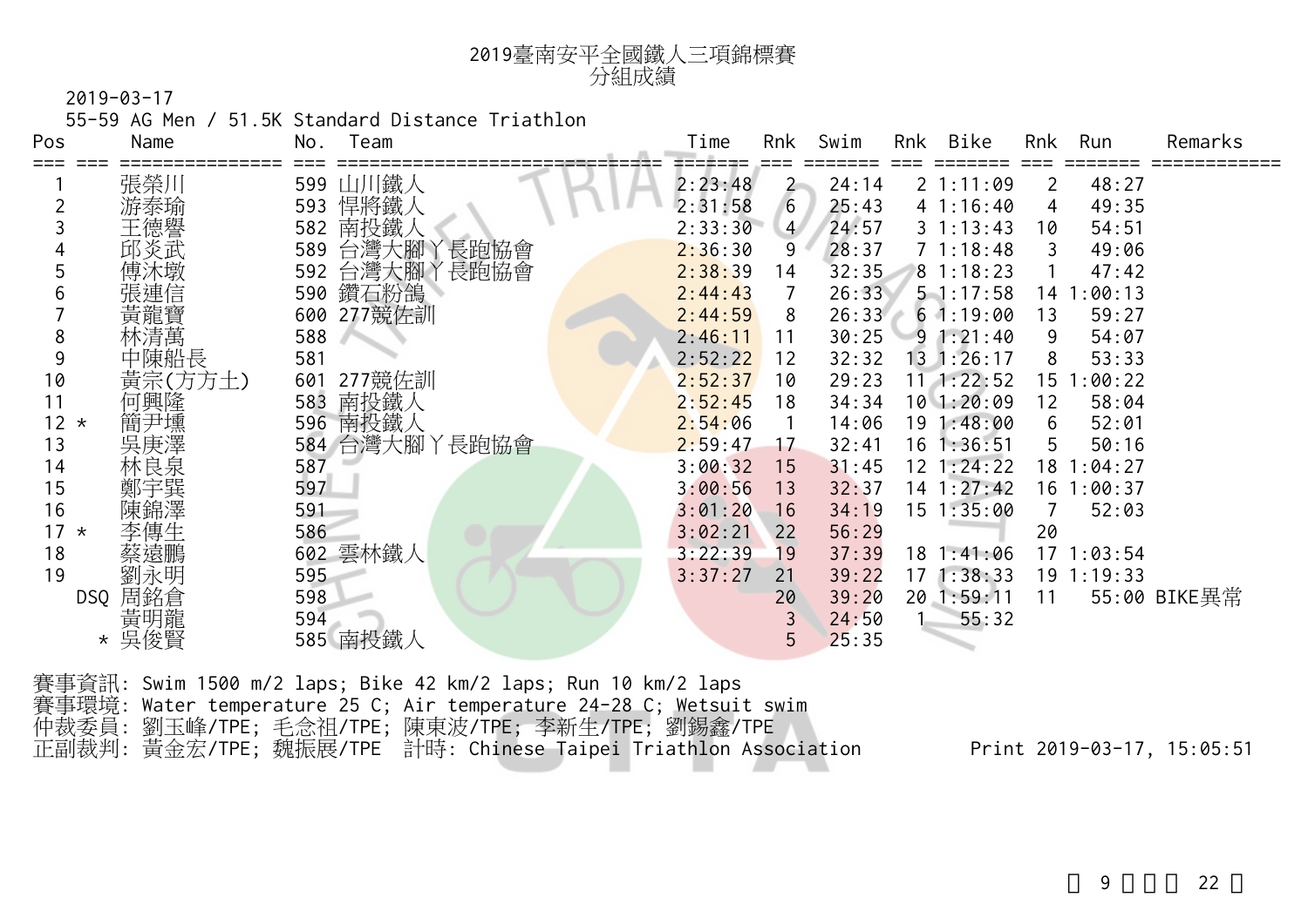# 2019臺南安平全國鐵人三項錦標賽
## 分組成績

2019-03-17

55-59 AG Men / 51.5K Standard Distance Triathlon

| Pos | | Name | No. | Team | Time | Rnk | Swim | Rnk | Bike | Rnk | Run | Remarks |
|---|---|---|---|---|---|---|---|---|---|---|---|---|
| 1 | | 張榮川 | 599 | 山川鐵人 | 2:23:48 | 2 | 24:14 | 2 | 1:11:09 | 2 | 48:27 | |
| 2 | | 游泰瑜 | 593 | 悍將鐵人 | 2:31:58 | 6 | 25:43 | 4 | 1:16:40 | 4 | 49:35 | |
| 3 | | 王德譽 | 582 | 南投鐵人 | 2:33:30 | 4 | 24:57 | 3 | 1:13:43 | 10 | 54:51 | |
| 4 | | 邱炎武 | 589 | 台灣大腳丫長跑協會 | 2:36:30 | 9 | 28:37 | 7 | 1:18:48 | 3 | 49:06 | |
| 5 | | 傅沐墩 | 592 | 台灣大腳丫長跑協會 | 2:38:39 | 14 | 32:35 | 8 | 1:18:23 | 1 | 47:42 | |
| 6 | | 張連信 | 590 | 鑽石粉鴿 | 2:44:43 | 7 | 26:33 | 5 | 1:17:58 | 14 | 1:00:13 | |
| 7 | | 黃龍寶 | 600 | 277競佐訓 | 2:44:59 | 8 | 26:33 | 6 | 1:19:00 | 13 | 59:27 | |
| 8 | | 林清萬 | 588 | | 2:46:11 | 11 | 30:25 | 9 | 1:21:40 | 9 | 54:07 | |
| 9 | | 中陳船長 | 581 | | 2:52:22 | 12 | 32:32 | 13 | 1:26:17 | 8 | 53:33 | |
| 10 | | 黃宗(方方土) | 601 | 277競佐訓 | 2:52:37 | 10 | 29:23 | 11 | 1:22:52 | 15 | 1:00:22 | |
| 11 | | 何興隆 | 583 | 南投鐵人 | 2:52:45 | 18 | 34:34 | 10 | 1:20:09 | 12 | 58:04 | |
| 12 | * | 簡尹壎 | 596 | 南投鐵人 | 2:54:06 | 1 | 14:06 | 19 | 1:48:00 | 6 | 52:01 | |
| 13 | | 吳庚澤 | 584 | 台灣大腳丫長跑協會 | 2:59:47 | 17 | 32:41 | 16 | 1:36:51 | 5 | 50:16 | |
| 14 | | 林良泉 | 587 | | 3:00:32 | 15 | 31:45 | 12 | 1:24:22 | 18 | 1:04:27 | |
| 15 | | 鄭宇巽 | 597 | | 3:00:56 | 13 | 32:37 | 14 | 1:27:42 | 16 | 1:00:37 | |
| 16 | | 陳錦澤 | 591 | | 3:01:20 | 16 | 34:19 | 15 | 1:35:00 | 7 | 52:03 | |
| 17 | * | 李傳生 | 586 | | 3:02:21 | 22 | 56:29 | | | 20 | | |
| 18 | | 蔡遠鵬 | 602 | 雲林鐵人 | 3:22:39 | 19 | 37:39 | 18 | 1:41:06 | 17 | 1:03:54 | |
| 19 | | 劉永明 | 595 | | 3:37:27 | 21 | 39:22 | 17 | 1:38:33 | 19 | 1:19:33 | |
| | DSQ | 周銘倉 | 598 | | | 20 | 39:20 | 20 | 1:59:11 | 11 | 55:00 | BIKE異常 |
| | | 黃明龍 | 594 | | | 3 | 24:50 | 1 | 55:32 | | | |
| | * | 吳俊賢 | 585 | 南投鐵人 | | 5 | 25:35 | | | | | |

賽事資訊: Swim 1500 m/2 laps; Bike 42 km/2 laps; Run 10 km/2 laps
賽事環境: Water temperature 25 C; Air temperature 24-28 C; Wetsuit swim
仲裁委員: 劉玉峰/TPE; 毛念祖/TPE; 陳東波/TPE; 李新生/TPE; 劉錫鑫/TPE
正副裁判: 黃金宏/TPE; 魏振展/TPE 計時: Chinese Taipei Triathlon Association

Print 2019-03-17, 15:05:51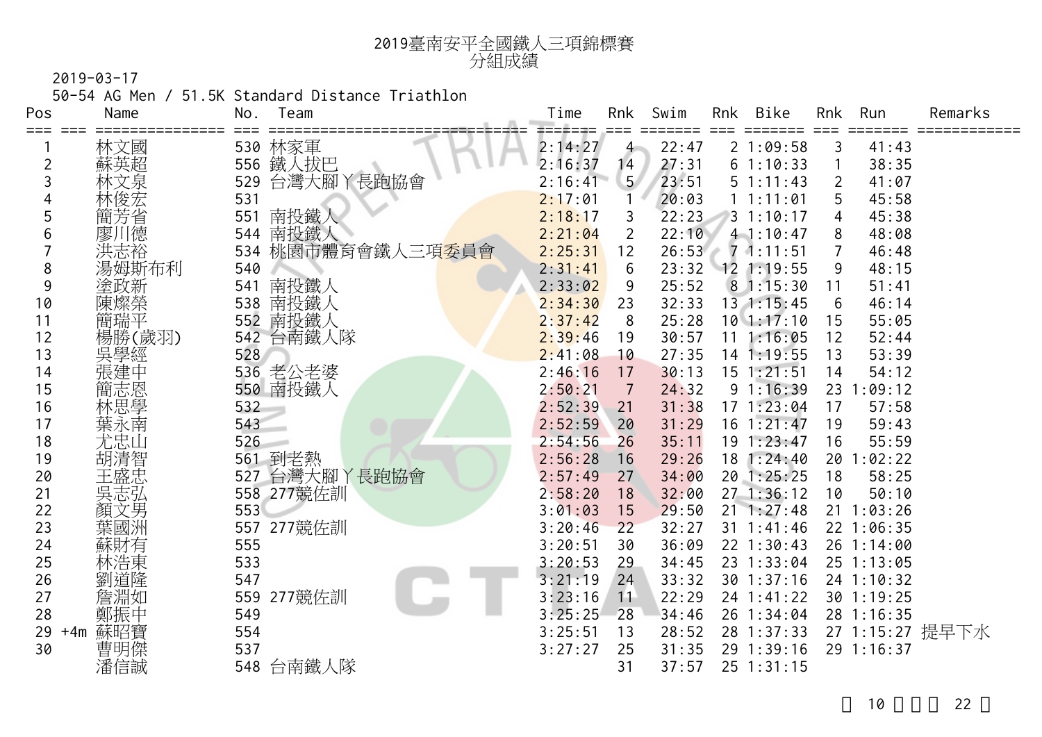# 2019臺南安平全國鐵人三項錦標賽
## 分組成績

2019-03-17

50-54 AG Men / 51.5K Standard Distance Triathlon

| Pos | | Name | No. | Team | Time | Rnk | Swim | Rnk | Bike | Rnk | Run | Remarks |
|---|---|---|---|---|---|---|---|---|---|---|---|---|
| 1 | | 林文國 | 530 | 林家軍 | 2:14:27 | 4 | 22:47 | 2 | 1:09:58 | 3 | 41:43 | |
| 2 | | 蘇英超 | 556 | 鐵人拔巴 | 2:16:37 | 14 | 27:31 | 6 | 1:10:33 | 1 | 38:35 | |
| 3 | | 林文泉 | 529 | 台灣大腳丫長跑協會 | 2:16:41 | 5 | 23:51 | 5 | 1:11:43 | 2 | 41:07 | |
| 4 | | 林俊宏 | 531 | | 2:17:01 | 1 | 20:03 | 1 | 1:11:01 | 5 | 45:58 | |
| 5 | | 簡芳省 | 551 | 南投鐵人 | 2:18:17 | 3 | 22:23 | 3 | 1:10:17 | 4 | 45:38 | |
| 6 | | 廖川德 | 544 | 南投鐵人 | 2:21:04 | 2 | 22:10 | 4 | 1:10:47 | 8 | 48:08 | |
| 7 | | 洪志裕 | 534 | 桃園市體育會鐵人三項委員會 | 2:25:31 | 12 | 26:53 | 7 | 1:11:51 | 7 | 46:48 | |
| 8 | | 湯姆斯布利 | 540 | | 2:31:41 | 6 | 23:32 | 12 | 1:19:55 | 9 | 48:15 | |
| 9 | | 塗政新 | 541 | 南投鐵人 | 2:33:02 | 9 | 25:52 | 8 | 1:15:30 | 11 | 51:41 | |
| 10 | | 陳燦榮 | 538 | 南投鐵人 | 2:34:30 | 23 | 32:33 | 13 | 1:15:45 | 6 | 46:14 | |
| 11 | | 簡瑞平 | 552 | 南投鐵人 | 2:37:42 | 8 | 25:28 | 10 | 1:17:10 | 15 | 55:05 | |
| 12 | | 楊勝(歲羽) | 542 | 台南鐵人隊 | 2:39:46 | 19 | 30:57 | 11 | 1:16:05 | 12 | 52:44 | |
| 13 | | 吳學經 | 528 | | 2:41:08 | 10 | 27:35 | 14 | 1:19:55 | 13 | 53:39 | |
| 14 | | 張建中 | 536 | 老公老婆 | 2:46:16 | 17 | 30:13 | 15 | 1:21:51 | 14 | 54:12 | |
| 15 | | 簡志恩 | 550 | 南投鐵人 | 2:50:21 | 7 | 24:32 | 9 | 1:16:39 | 23 | 1:09:12 | |
| 16 | | 林思學 | 532 | | 2:52:39 | 21 | 31:38 | 17 | 1:23:04 | 17 | 57:58 | |
| 17 | | 葉永南 | 543 | | 2:52:59 | 20 | 31:29 | 16 | 1:21:47 | 19 | 59:43 | |
| 18 | | 尤忠山 | 526 | | 2:54:56 | 26 | 35:11 | 19 | 1:23:47 | 16 | 55:59 | |
| 19 | | 胡清智 | 561 | 到老熱 | 2:56:28 | 16 | 29:26 | 18 | 1:24:40 | 20 | 1:02:22 | |
| 20 | | 王盛忠 | 527 | 台灣大腳丫長跑協會 | 2:57:49 | 27 | 34:00 | 20 | 1:25:25 | 18 | 58:25 | |
| 21 | | 吳志弘 | 558 | 277競佐訓 | 2:58:20 | 18 | 32:00 | 27 | 1:36:12 | 10 | 50:10 | |
| 22 | | 顏文男 | 553 | | 3:01:03 | 15 | 29:50 | 21 | 1:27:48 | 21 | 1:03:26 | |
| 23 | | 葉國洲 | 557 | 277競佐訓 | 3:20:46 | 22 | 32:27 | 31 | 1:41:46 | 22 | 1:06:35 | |
| 24 | | 蘇財有 | 555 | | 3:20:51 | 30 | 36:09 | 22 | 1:30:43 | 26 | 1:14:00 | |
| 25 | | 林浩東 | 533 | | 3:20:53 | 29 | 34:45 | 23 | 1:33:04 | 25 | 1:13:05 | |
| 26 | | 劉道隆 | 547 | | 3:21:19 | 24 | 33:32 | 30 | 1:37:16 | 24 | 1:10:32 | |
| 27 | | 詹淵如 | 559 | 277競佐訓 | 3:23:16 | 11 | 22:29 | 24 | 1:41:22 | 30 | 1:19:25 | |
| 28 | | 鄭振中 | 549 | | 3:25:25 | 28 | 34:46 | 26 | 1:34:04 | 28 | 1:16:35 | |
| 29 | +4m | 蘇昭寶 | 554 | | 3:25:51 | 13 | 28:52 | 28 | 1:37:33 | 27 | 1:15:27 | 提早下水 |
| 30 | | 曹明傑 | 537 | | 3:27:27 | 25 | 31:35 | 29 | 1:39:16 | 29 | 1:16:37 | |
| | | 潘信誠 | 548 | 台南鐵人隊 | | 31 | 37:57 | 25 | 1:31:15 | | | |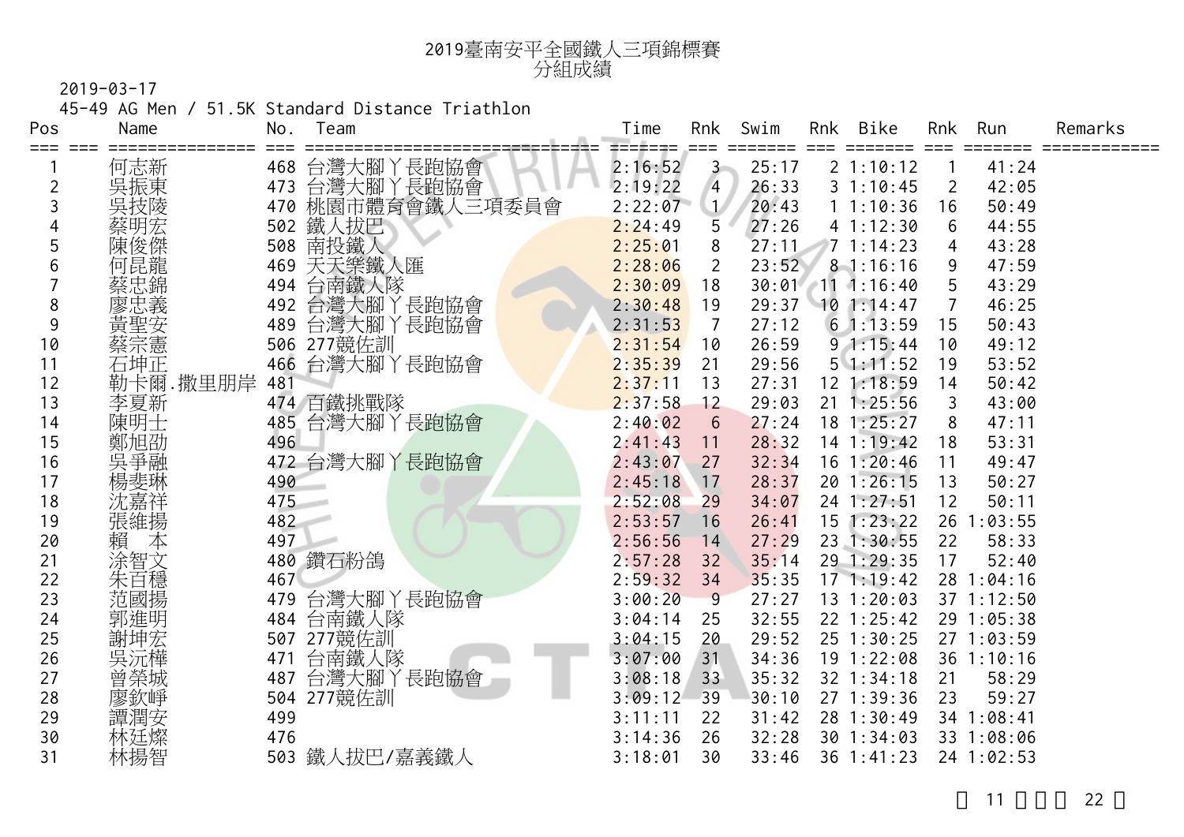# 2019臺南安平全國鐵人三項錦標賽
## 分組成績

2019-03-17

45-49 AG Men / 51.5K Standard Distance Triathlon

| Pos | | Name | No. | Team | Time | Rnk | Swim | Rnk | Bike | Rnk | Run | Remarks |
|---|---|---|---|---|---|---|---|---|---|---|---|---|
| 1 | | 何志新 | 468 | 台灣大腳丫長跑協會 | 2:16:52 | 3 | 25:17 | 2 | 1:10:12 | 1 | 41:24 | |
| 2 | | 吳振東 | 473 | 台灣大腳丫長跑協會 | 2:19:22 | 4 | 26:33 | 3 | 1:10:45 | 2 | 42:05 | |
| 3 | | 吳技陵 | 470 | 桃園市體育會鐵人三項委員會 | 2:22:07 | 1 | 20:43 | 1 | 1:10:36 | 16 | 50:49 | |
| 4 | | 蔡明宏 | 502 | 鐵人拔巴 | 2:24:49 | 5 | 27:26 | 4 | 1:12:30 | 6 | 44:55 | |
| 5 | | 陳俊傑 | 508 | 南投鐵人 | 2:25:01 | 8 | 27:11 | 7 | 1:14:23 | 4 | 43:28 | |
| 6 | | 何昆龍 | 469 | 天天樂鐵人匯 | 2:28:06 | 2 | 23:52 | 8 | 1:16:16 | 9 | 47:59 | |
| 7 | | 蔡忠錦 | 494 | 台南鐵人隊 | 2:30:09 | 18 | 30:01 | 11 | 1:16:40 | 5 | 43:29 | |
| 8 | | 廖忠義 | 492 | 台灣大腳丫長跑協會 | 2:30:48 | 19 | 29:37 | 10 | 1:14:47 | 7 | 46:25 | |
| 9 | | 黃聖安 | 489 | 台灣大腳丫長跑協會 | 2:31:53 | 7 | 27:12 | 6 | 1:13:59 | 15 | 50:43 | |
| 10 | | 蔡宗憲 | 506 | 277競佐訓 | 2:31:54 | 10 | 26:59 | 9 | 1:15:44 | 10 | 49:12 | |
| 11 | | 石坤正 | 466 | 台灣大腳丫長跑協會 | 2:35:39 | 21 | 29:56 | 5 | 1:11:52 | 19 | 53:52 | |
| 12 | | 勒卡爾.撒里朋岸 | 481 | | 2:37:11 | 13 | 27:31 | 12 | 1:18:59 | 14 | 50:42 | |
| 13 | | 李夏新 | 474 | 百鐵挑戰隊 | 2:37:58 | 12 | 29:03 | 21 | 1:25:56 | 3 | 43:00 | |
| 14 | | 陳明士 | 485 | 台灣大腳丫長跑協會 | 2:40:02 | 6 | 27:24 | 18 | 1:25:27 | 8 | 47:11 | |
| 15 | | 鄭旭劭 | 496 | | 2:41:43 | 11 | 28:32 | 14 | 1:19:42 | 18 | 53:31 | |
| 16 | | 吳爭融 | 472 | 台灣大腳丫長跑協會 | 2:43:07 | 27 | 32:34 | 16 | 1:20:46 | 11 | 49:47 | |
| 17 | | 楊斐琳 | 490 | | 2:45:18 | 17 | 28:37 | 20 | 1:26:15 | 13 | 50:27 | |
| 18 | | 沈嘉祥 | 475 | | 2:52:08 | 29 | 34:07 | 24 | 1:27:51 | 12 | 50:11 | |
| 19 | | 張維揚 | 482 | | 2:53:57 | 16 | 26:41 | 15 | 1:23:22 | 26 | 1:03:55 | |
| 20 | | 賴　本 | 497 | | 2:56:56 | 14 | 27:29 | 23 | 1:30:55 | 22 | 58:33 | |
| 21 | | 涂智文 | 480 | 鑽石粉鴿 | 2:57:28 | 32 | 35:14 | 29 | 1:29:35 | 17 | 52:40 | |
| 22 | | 朱百穩 | 467 | | 2:59:32 | 34 | 35:35 | 17 | 1:19:42 | 28 | 1:04:16 | |
| 23 | | 范國揚 | 479 | 台灣大腳丫長跑協會 | 3:00:20 | 9 | 27:27 | 13 | 1:20:03 | 37 | 1:12:50 | |
| 24 | | 郭進明 | 484 | 台南鐵人隊 | 3:04:14 | 25 | 32:55 | 22 | 1:25:42 | 29 | 1:05:38 | |
| 25 | | 謝坤宏 | 507 | 277競佐訓 | 3:04:15 | 20 | 29:52 | 25 | 1:30:25 | 27 | 1:03:59 | |
| 26 | | 吳沅樺 | 471 | 台南鐵人隊 | 3:07:00 | 31 | 34:36 | 19 | 1:22:08 | 36 | 1:10:16 | |
| 27 | | 曾榮城 | 487 | 台灣大腳丫長跑協會 | 3:08:18 | 33 | 35:32 | 32 | 1:34:18 | 21 | 58:29 | |
| 28 | | 廖欽崢 | 504 | 277競佐訓 | 3:09:12 | 39 | 30:10 | 27 | 1:39:36 | 23 | 59:27 | |
| 29 | | 譚潤安 | 499 | | 3:11:11 | 22 | 31:42 | 28 | 1:30:49 | 34 | 1:08:41 | |
| 30 | | 林廷燦 | 476 | | 3:14:36 | 26 | 32:28 | 30 | 1:34:03 | 33 | 1:08:06 | |
| 31 | | 林揚智 | 503 | 鐵人拔巴/嘉義鐵人 | 3:18:01 | 30 | 33:46 | 36 | 1:41:23 | 24 | 1:02:53 | |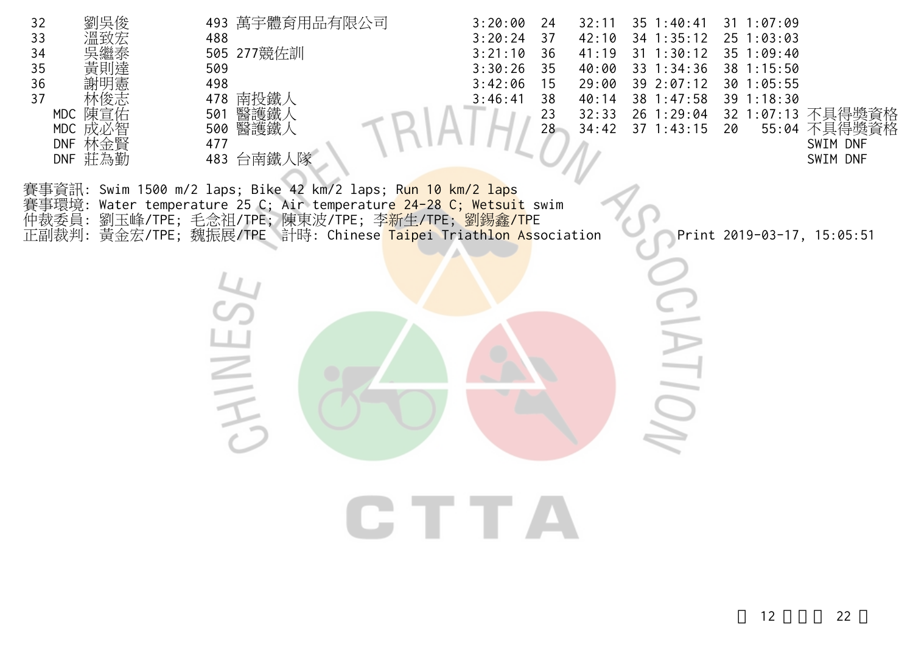| 名次 | 姓名 | 號碼 | 單位 | 總成績 | 游泳名次 | 游泳 | 自行車名次 | 自行車 | 路跑名次 | 路跑 | 備註 |
|---|---|---|---|---|---|---|---|---|---|---|---|
| 32 | 劉吳俊 | 493 | 萬宇體育用品有限公司 | 3:20:00 | 24 | 32:11 | 35 | 1:40:41 | 31 | 1:07:09 | |
| 33 | 溫致宏 | 488 | | 3:20:24 | 37 | 42:10 | 34 | 1:35:12 | 25 | 1:03:03 | |
| 34 | 吳繼泰 | 505 | 277競佐訓 | 3:21:10 | 36 | 41:19 | 31 | 1:30:12 | 35 | 1:09:40 | |
| 35 | 黃則達 | 509 | | 3:30:26 | 35 | 40:00 | 33 | 1:34:36 | 38 | 1:15:50 | |
| 36 | 謝明憲 | 498 | | 3:42:06 | 15 | 29:00 | 39 | 2:07:12 | 30 | 1:05:55 | |
| 37 | 林俊志 | 478 | 南投鐵人 | 3:46:41 | 38 | 40:14 | 38 | 1:47:58 | 39 | 1:18:30 | |
| MDC | 陳宣佑 | 501 | 醫護鐵人 | | 23 | 32:33 | 26 | 1:29:04 | 32 | 1:07:13 | 不具得獎資格 |
| MDC | 成必智 | 500 | 醫護鐵人 | | 28 | 34:42 | 37 | 1:43:15 | 20 | 55:04 | 不具得獎資格 |
| DNF | 林金賢 | 477 | | | | | | | | | SWIM DNF |
| DNF | 莊為勤 | 483 | 台南鐵人隊 | | | | | | | | SWIM DNF |

賽事資訊: Swim 1500 m/2 laps; Bike 42 km/2 laps; Run 10 km/2 laps
賽事環境: Water temperature 25 C; Air temperature 24-28 C; Wetsuit swim
仲裁委員: 劉玉峰/TPE; 毛念祖/TPE; 陳東波/TPE; 李新生/TPE; 劉錫鑫/TPE
正副裁判: 黃金宏/TPE; 魏振展/TPE 計時: Chinese Taipei Triathlon Association Print 2019-03-17, 15:05:51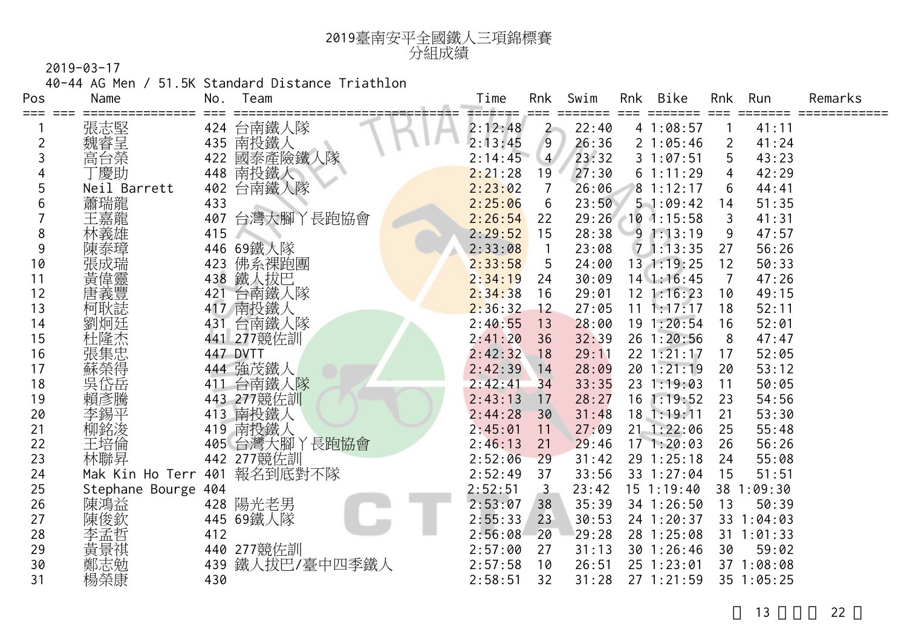# 2019臺南安平全國鐵人三項錦標賽
## 分組成績

2019-03-17

40-44 AG Men / 51.5K Standard Distance Triathlon

| Pos | | Name | No. | Team | Time | Rnk | Swim | Rnk | Bike | Rnk | Run | Remarks |
|---|---|---|---|---|---|---|---|---|---|---|---|---|
| 1 | | 張志堅 | 424 | 台南鐵人隊 | 2:12:48 | 2 | 22:40 | 4 | 1:08:57 | 1 | 41:11 | |
| 2 | | 魏睿呈 | 435 | 南投鐵人 | 2:13:45 | 9 | 26:36 | 2 | 1:05:46 | 2 | 41:24 | |
| 3 | | 高台榮 | 422 | 國泰產險鐵人隊 | 2:14:45 | 4 | 23:32 | 3 | 1:07:51 | 5 | 43:23 | |
| 4 | | 丁慶助 | 448 | 南投鐵人 | 2:21:28 | 19 | 27:30 | 6 | 1:11:29 | 4 | 42:29 | |
| 5 | | Neil Barrett | 402 | 台南鐵人隊 | 2:23:02 | 7 | 26:06 | 8 | 1:12:17 | 6 | 44:41 | |
| 6 | | 蕭瑞龍 | 433 | | 2:25:06 | 6 | 23:50 | 5 | 1:09:42 | 14 | 51:35 | |
| 7 | | 王嘉龍 | 407 | 台灣大腳丫長跑協會 | 2:26:54 | 22 | 29:26 | 10 | 1:15:58 | 3 | 41:31 | |
| 8 | | 林義雄 | 415 | | 2:29:52 | 15 | 28:38 | 9 | 1:13:19 | 9 | 47:57 | |
| 9 | | 陳泰璋 | 446 | 69鐵人隊 | 2:33:08 | 1 | 23:08 | 7 | 1:13:35 | 27 | 56:26 | |
| 10 | | 張成瑞 | 423 | 佛系裸跑團 | 2:33:58 | 5 | 24:00 | 13 | 1:19:25 | 12 | 50:33 | |
| 11 | | 黃偉靈 | 438 | 鐵人拔巴 | 2:34:19 | 24 | 30:09 | 14 | 1:16:45 | 7 | 47:26 | |
| 12 | | 唐義豐 | 421 | 台南鐵人隊 | 2:34:38 | 16 | 29:01 | 12 | 1:16:23 | 10 | 49:15 | |
| 13 | | 柯耿誌 | 417 | 南投鐵人 | 2:36:32 | 12 | 27:05 | 11 | 1:17:17 | 18 | 52:11 | |
| 14 | | 劉炯廷 | 431 | 台南鐵人隊 | 2:40:55 | 13 | 28:00 | 19 | 1:20:54 | 16 | 52:01 | |
| 15 | | 杜隆杰 | 441 | 277競佐訓 | 2:41:20 | 36 | 32:39 | 26 | 1:20:56 | 8 | 47:47 | |
| 16 | | 張集忠 | 447 | DVTT | 2:42:32 | 18 | 29:11 | 22 | 1:21:17 | 17 | 52:05 | |
| 17 | | 蘇榮得 | 444 | 強茂鐵人 | 2:42:39 | 14 | 28:09 | 20 | 1:21:19 | 20 | 53:12 | |
| 18 | | 吳岱岳 | 411 | 台南鐵人隊 | 2:42:41 | 34 | 33:35 | 23 | 1:19:03 | 11 | 50:05 | |
| 19 | | 賴彥騰 | 443 | 277競佐訓 | 2:43:13 | 17 | 28:27 | 16 | 1:19:52 | 23 | 54:56 | |
| 20 | | 李錫平 | 413 | 南投鐵人 | 2:44:28 | 30 | 31:48 | 18 | 1:19:11 | 21 | 53:30 | |
| 21 | | 柳銘浚 | 419 | 南投鐵人 | 2:45:01 | 11 | 27:09 | 21 | 1:22:06 | 25 | 55:48 | |
| 22 | | 王培倫 | 405 | 台灣大腳丫長跑協會 | 2:46:13 | 21 | 29:46 | 17 | 1:20:03 | 26 | 56:26 | |
| 23 | | 林聯昇 | 442 | 277競佐訓 | 2:52:06 | 29 | 31:42 | 29 | 1:25:18 | 24 | 55:08 | |
| 24 | | Mak Kin Ho Terr | 401 | 報名到底對不隊 | 2:52:49 | 37 | 33:56 | 33 | 1:27:04 | 15 | 51:51 | |
| 25 | | Stephane Bourge | 404 | | 2:52:51 | 3 | 23:42 | 15 | 1:19:40 | 38 | 1:09:30 | |
| 26 | | 陳鴻益 | 428 | 陽光老男 | 2:53:07 | 38 | 35:39 | 34 | 1:26:50 | 13 | 50:39 | |
| 27 | | 陳俊欽 | 445 | 69鐵人隊 | 2:55:33 | 23 | 30:53 | 24 | 1:20:37 | 33 | 1:04:03 | |
| 28 | | 李孟哲 | 412 | | 2:56:08 | 20 | 29:28 | 28 | 1:25:08 | 31 | 1:01:33 | |
| 29 | | 黃景祺 | 440 | 277競佐訓 | 2:57:00 | 27 | 31:13 | 30 | 1:26:46 | 30 | 59:02 | |
| 30 | | 鄭志勉 | 439 | 鐵人拔巴/臺中四季鐵人 | 2:57:58 | 10 | 26:51 | 25 | 1:23:01 | 37 | 1:08:08 | |
| 31 | | 楊榮康 | 430 | | 2:58:51 | 32 | 31:28 | 27 | 1:21:59 | 35 | 1:05:25 | |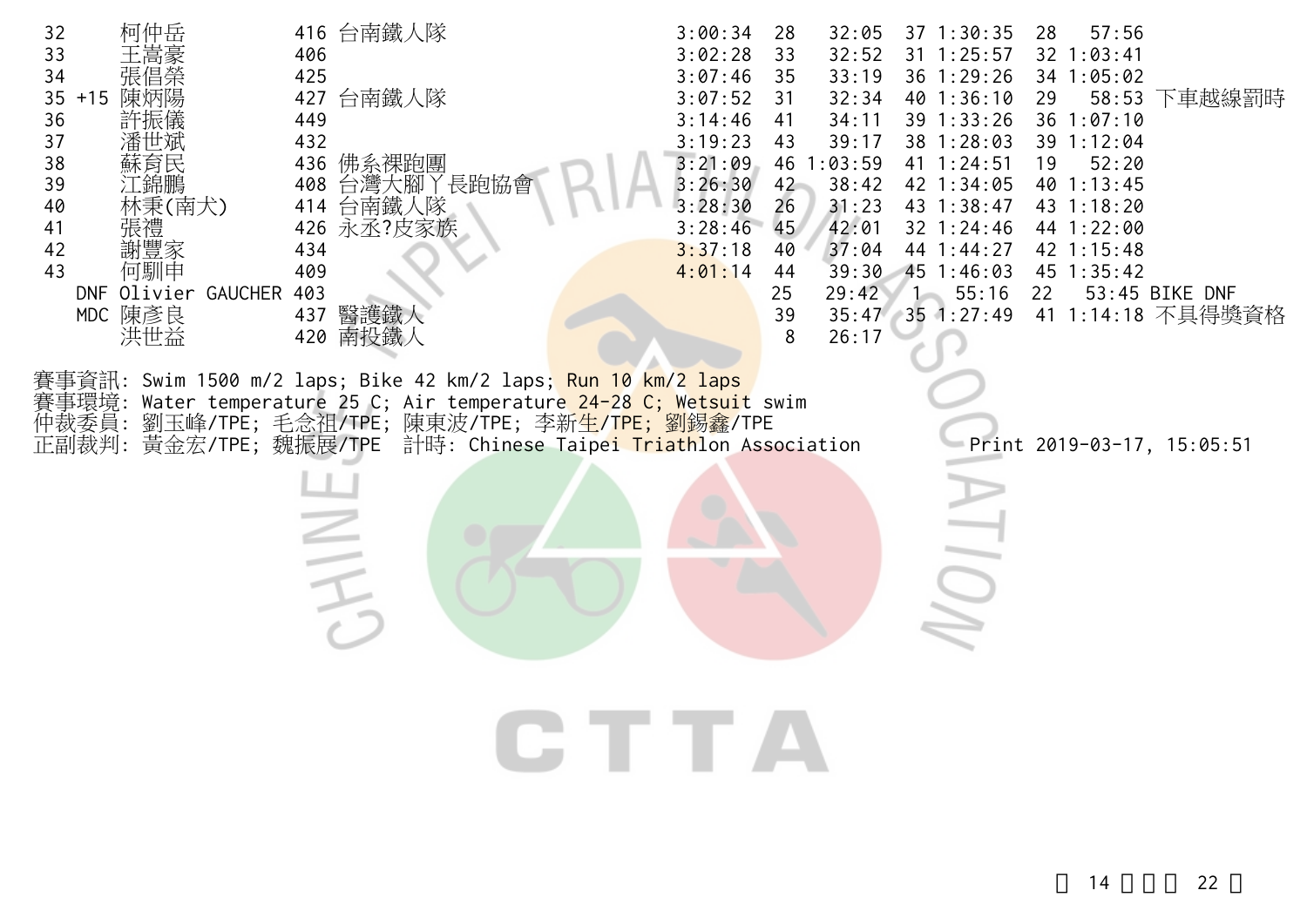| Rank | Penalty | Name | No. | Team | Total | Swim Rank | Swim | Bike Rank | Bike | Run Rank | Run | Note |
|---|---|---|---|---|---|---|---|---|---|---|---|---|
| 32 | | 柯仲岳 | 416 | 台南鐵人隊 | 3:00:34 | 28 | 32:05 | 37 | 1:30:35 | 28 | 57:56 | |
| 33 | | 王嵩豪 | 406 | | 3:02:28 | 33 | 32:52 | 31 | 1:25:57 | 32 | 1:03:41 | |
| 34 | | 張倡榮 | 425 | | 3:07:46 | 35 | 33:19 | 36 | 1:29:26 | 34 | 1:05:02 | |
| 35 | +15 | 陳炳陽 | 427 | 台南鐵人隊 | 3:07:52 | 31 | 32:34 | 40 | 1:36:10 | 29 | 58:53 | 下車越線罰時 |
| 36 | | 許振儀 | 449 | | 3:14:46 | 41 | 34:11 | 39 | 1:33:26 | 36 | 1:07:10 | |
| 37 | | 潘世斌 | 432 | | 3:19:23 | 43 | 39:17 | 38 | 1:28:03 | 39 | 1:12:04 | |
| 38 | | 蘇育民 | 436 | 佛系裸跑團 | 3:21:09 | 46 | 1:03:59 | 41 | 1:24:51 | 19 | 52:20 | |
| 39 | | 江錦鵬 | 408 | 台灣大腳丫長跑協會 | 3:26:30 | 42 | 38:42 | 42 | 1:34:05 | 40 | 1:13:45 | |
| 40 | | 林秉(南犬) | 414 | 台南鐵人隊 | 3:28:30 | 26 | 31:23 | 43 | 1:38:47 | 43 | 1:18:20 | |
| 41 | | 張禮 | 426 | 永丞?皮家族 | 3:28:46 | 45 | 42:01 | 32 | 1:24:46 | 44 | 1:22:00 | |
| 42 | | 謝豐家 | 434 | | 3:37:18 | 40 | 37:04 | 44 | 1:44:27 | 42 | 1:15:48 | |
| 43 | | 何馴申 | 409 | | 4:01:14 | 44 | 39:30 | 45 | 1:46:03 | 45 | 1:35:42 | |
| DNF | | Olivier GAUCHER | 403 | | | 25 | 29:42 | 1 | 55:16 | 22 | 53:45 | BIKE DNF |
| MDC | | 陳彥良 | 437 | 醫護鐵人 | | 39 | 35:47 | 35 | 1:27:49 | 41 | 1:14:18 | 不具得獎資格 |
| | | 洪世益 | 420 | 南投鐵人 | | 8 | 26:17 | | | | | |

賽事資訊: Swim 1500 m/2 laps; Bike 42 km/2 laps; Run 10 km/2 laps
賽事環境: Water temperature 25 C; Air temperature 24-28 C; Wetsuit swim
仲裁委員: 劉玉峰/TPE; 毛念祖/TPE; 陳東波/TPE; 李新生/TPE; 劉錫鑫/TPE
正副裁判: 黃金宏/TPE; 魏振展/TPE 計時: Chinese Taipei Triathlon Association Print 2019-03-17, 15:05:51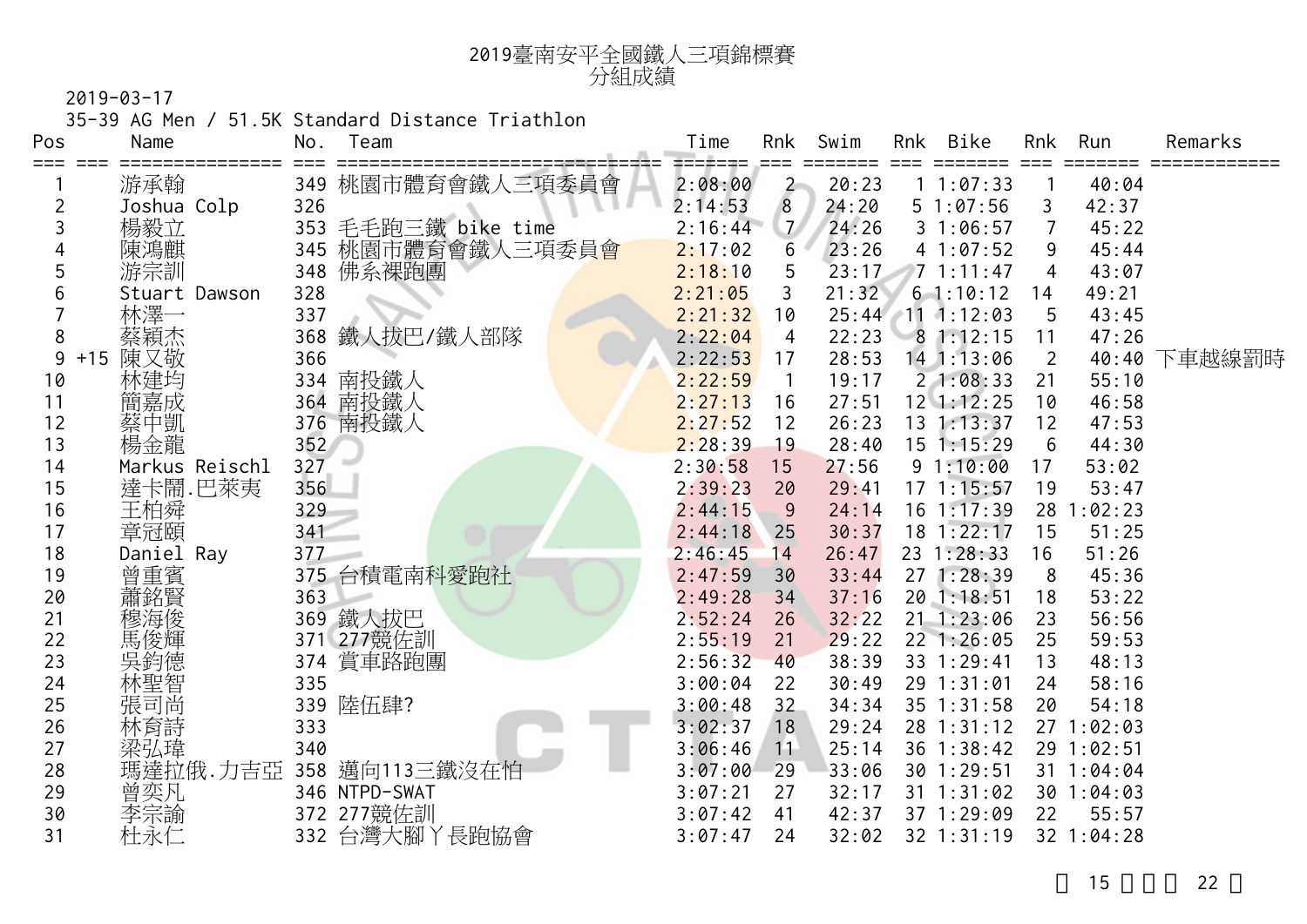# 2019臺南安平全國鐵人三項錦標賽
## 分組成績

2019-03-17

35-39 AG Men / 51.5K Standard Distance Triathlon

| Pos | | Name | No. | Team | Time | Rnk | Swim | Rnk | Bike | Rnk | Run | Remarks |
|---|---|---|---|---|---|---|---|---|---|---|---|---|
| 1 | | 游承翰 | 349 | 桃園市體育會鐵人三項委員會 | 2:08:00 | 2 | 20:23 | 1 | 1:07:33 | 1 | 40:04 | |
| 2 | | Joshua Colp | 326 | | 2:14:53 | 8 | 24:20 | 5 | 1:07:56 | 3 | 42:37 | |
| 3 | | 楊毅立 | 353 | 毛毛跑三鐵 bike time | 2:16:44 | 7 | 24:26 | 3 | 1:06:57 | 7 | 45:22 | |
| 4 | | 陳鴻麒 | 345 | 桃園市體育會鐵人三項委員會 | 2:17:02 | 6 | 23:26 | 4 | 1:07:52 | 9 | 45:44 | |
| 5 | | 游宗訓 | 348 | 佛系裸跑團 | 2:18:10 | 5 | 23:17 | 7 | 1:11:47 | 4 | 43:07 | |
| 6 | | Stuart Dawson | 328 | | 2:21:05 | 3 | 21:32 | 6 | 1:10:12 | 14 | 49:21 | |
| 7 | | 林澤一 | 337 | | 2:21:32 | 10 | 25:44 | 11 | 1:12:03 | 5 | 43:45 | |
| 8 | | 蔡穎杰 | 368 | 鐵人拔巴/鐵人部隊 | 2:22:04 | 4 | 22:23 | 8 | 1:12:15 | 11 | 47:26 | |
| 9 | +15 | 陳又敬 | 366 | | 2:22:53 | 17 | 28:53 | 14 | 1:13:06 | 2 | 40:40 | 下車越線罰時 |
| 10 | | 林建均 | 334 | 南投鐵人 | 2:22:59 | 1 | 19:17 | 2 | 1:08:33 | 21 | 55:10 | |
| 11 | | 簡嘉成 | 364 | 南投鐵人 | 2:27:13 | 16 | 27:51 | 12 | 1:12:25 | 10 | 46:58 | |
| 12 | | 蔡中凱 | 376 | 南投鐵人 | 2:27:52 | 12 | 26:23 | 13 | 1:13:37 | 12 | 47:53 | |
| 13 | | 楊金龍 | 352 | | 2:28:39 | 19 | 28:40 | 15 | 1:15:29 | 6 | 44:30 | |
| 14 | | Markus Reischl | 327 | | 2:30:58 | 15 | 27:56 | 9 | 1:10:00 | 17 | 53:02 | |
| 15 | | 達卡鬧.巴萊夷 | 356 | | 2:39:23 | 20 | 29:41 | 17 | 1:15:57 | 19 | 53:47 | |
| 16 | | 王柏舜 | 329 | | 2:44:15 | 9 | 24:14 | 16 | 1:17:39 | 28 | 1:02:23 | |
| 17 | | 章冠頤 | 341 | | 2:44:18 | 25 | 30:37 | 18 | 1:22:17 | 15 | 51:25 | |
| 18 | | Daniel Ray | 377 | | 2:46:45 | 14 | 26:47 | 23 | 1:28:33 | 16 | 51:26 | |
| 19 | | 曾重賓 | 375 | 台積電南科愛跑社 | 2:47:59 | 30 | 33:44 | 27 | 1:28:39 | 8 | 45:36 | |
| 20 | | 蕭銘賢 | 363 | | 2:49:28 | 34 | 37:16 | 20 | 1:18:51 | 18 | 53:22 | |
| 21 | | 穆海俊 | 369 | 鐵人拔巴 | 2:52:24 | 26 | 32:22 | 21 | 1:23:06 | 23 | 56:56 | |
| 22 | | 馬俊輝 | 371 | 277競佐訓 | 2:55:19 | 21 | 29:22 | 22 | 1:26:05 | 25 | 59:53 | |
| 23 | | 吳鈞德 | 374 | 賞車路跑團 | 2:56:32 | 40 | 38:39 | 33 | 1:29:41 | 13 | 48:13 | |
| 24 | | 林聖智 | 335 | | 3:00:04 | 22 | 30:49 | 29 | 1:31:01 | 24 | 58:16 | |
| 25 | | 張司尚 | 339 | 陸伍肆? | 3:00:48 | 32 | 34:34 | 35 | 1:31:58 | 20 | 54:18 | |
| 26 | | 林育詩 | 333 | | 3:02:37 | 18 | 29:24 | 28 | 1:31:12 | 27 | 1:02:03 | |
| 27 | | 梁弘瑋 | 340 | | 3:06:46 | 11 | 25:14 | 36 | 1:38:42 | 29 | 1:02:51 | |
| 28 | | 瑪達拉俄.力吉亞 | 358 | 邁向113三鐵沒在怕 | 3:07:00 | 29 | 33:06 | 30 | 1:29:51 | 31 | 1:04:04 | |
| 29 | | 曾奕凡 | 346 | NTPD-SWAT | 3:07:21 | 27 | 32:17 | 31 | 1:31:02 | 30 | 1:04:03 | |
| 30 | | 李宗諭 | 372 | 277競佐訓 | 3:07:42 | 41 | 42:37 | 37 | 1:29:09 | 22 | 55:57 | |
| 31 | | 杜永仁 | 332 | 台灣大腳ㄚ長跑協會 | 3:07:47 | 24 | 32:02 | 32 | 1:31:19 | 32 | 1:04:28 | |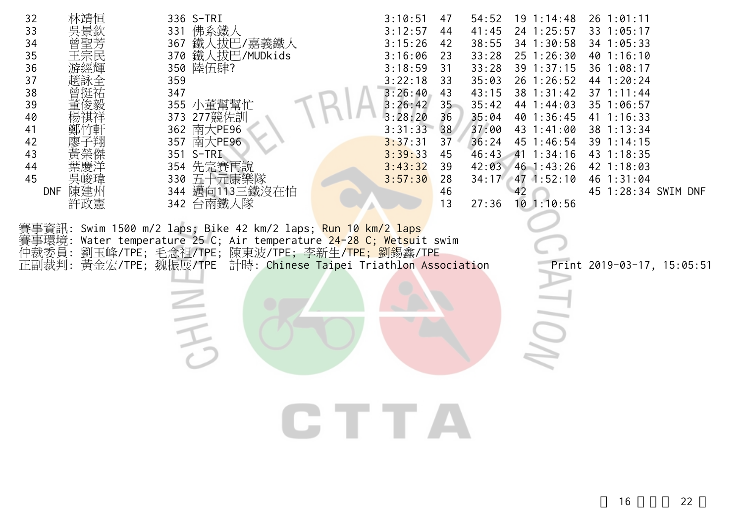| | | | | | | | | | | | |
|---|---|---|---|---|---|---|---|---|---|---|---|
| 32 | 林靖恒 | 336 | S-TRI | 3:10:51 | 47 | 54:52 | 19 | 1:14:48 | 26 | 1:01:11 | |
| 33 | 吳景欽 | 331 | 佛系鐵人 | 3:12:57 | 44 | 41:45 | 24 | 1:25:57 | 33 | 1:05:17 | |
| 34 | 曾聖芳 | 367 | 鐵人拔巴/嘉義鐵人 | 3:15:26 | 42 | 38:55 | 34 | 1:30:58 | 34 | 1:05:33 | |
| 35 | 王宗民 | 370 | 鐵人拔巴/MUDkids | 3:16:06 | 23 | 33:28 | 25 | 1:26:30 | 40 | 1:16:10 | |
| 36 | 游經輝 | 350 | 陸伍肆? | 3:18:59 | 31 | 33:28 | 39 | 1:37:15 | 36 | 1:08:17 | |
| 37 | 趙詠全 | 359 | | 3:22:18 | 33 | 35:03 | 26 | 1:26:52 | 44 | 1:20:24 | |
| 38 | 曾挺祐 | 347 | | 3:26:40 | 43 | 43:15 | 38 | 1:31:42 | 37 | 1:11:44 | |
| 39 | 董俊毅 | 355 | 小董幫幫忙 | 3:26:42 | 35 | 35:42 | 44 | 1:44:03 | 35 | 1:06:57 | |
| 40 | 楊祺祥 | 373 | 277競佐訓 | 3:28:20 | 36 | 35:04 | 40 | 1:36:45 | 41 | 1:16:33 | |
| 41 | 鄭竹軒 | 362 | 南大PE96 | 3:31:33 | 38 | 37:00 | 43 | 1:41:00 | 38 | 1:13:34 | |
| 42 | 廖子翔 | 357 | 南大PE96 | 3:37:31 | 37 | 36:24 | 45 | 1:46:54 | 39 | 1:14:15 | |
| 43 | 黃榮傑 | 351 | S-TRI | 3:39:33 | 45 | 46:43 | 41 | 1:34:16 | 43 | 1:18:35 | |
| 44 | 葉慶洋 | 354 | 先完賽再說 | 3:43:32 | 39 | 42:03 | 46 | 1:43:26 | 42 | 1:18:03 | |
| 45 | 吳峻瑋 | 330 | 五十元康樂隊 | 3:57:30 | 28 | 34:17 | 47 | 1:52:10 | 46 | 1:31:04 | |
| DNF | 陳建州 | 344 | 邁向113三鐵沒在怕 | | 46 | | 42 | | 45 | 1:28:34 | SWIM DNF |
| | 許政憲 | 342 | 台南鐵人隊 | | 13 | 27:36 | 10 | 1:10:56 | | | |

賽事資訊: Swim 1500 m/2 laps; Bike 42 km/2 laps; Run 10 km/2 laps
賽事環境: Water temperature 25 C; Air temperature 24-28 C; Wetsuit swim
仲裁委員: 劉玉峰/TPE; 毛念祖/TPE; 陳東波/TPE; 李新生/TPE; 劉錫鑫/TPE
正副裁判: 黃金宏/TPE; 魏振展/TPE 計時: Chinese Taipei Triathlon Association Print 2019-03-17, 15:05:51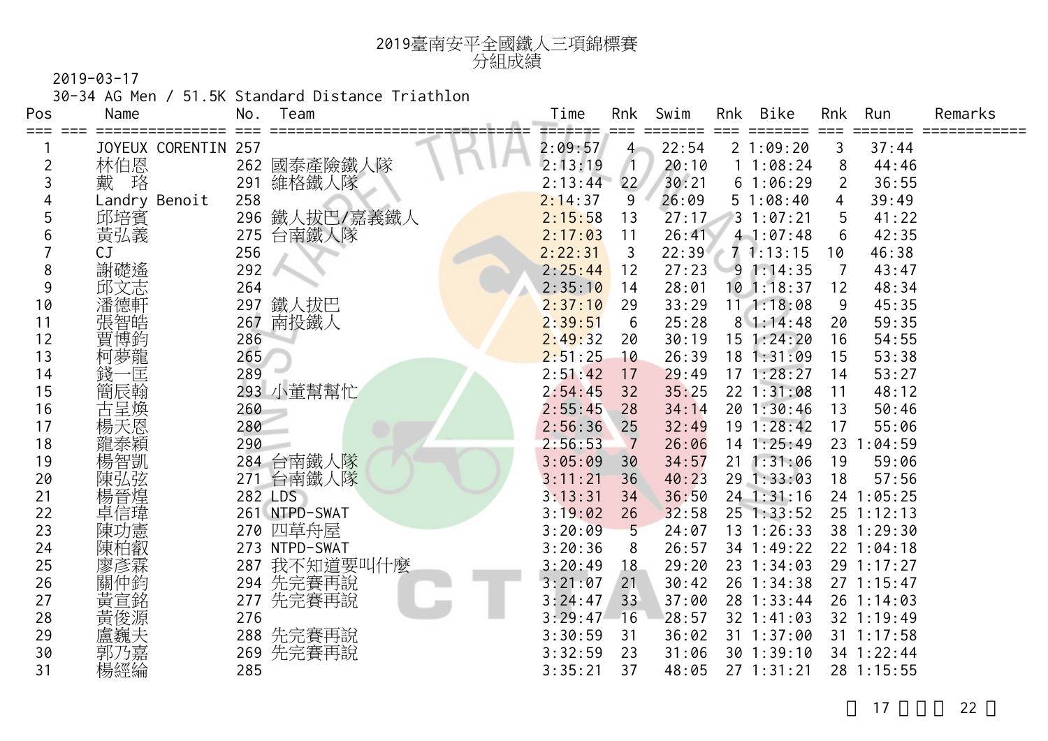# 2019臺南安平全國鐵人三項錦標賽
## 分組成績

2019-03-17

30-34 AG Men / 51.5K Standard Distance Triathlon

| Pos | Name | No. | Team | Time | Rnk | Swim | Rnk | Bike | Rnk | Run | Remarks |
|---|---|---|---|---|---|---|---|---|---|---|---|
| 1 | JOYEUX CORENTIN | 257 | | 2:09:57 | 4 | 22:54 | 2 | 1:09:20 | 3 | 37:44 | |
| 2 | 林伯恩 | 262 | 國泰產險鐵人隊 | 2:13:19 | 1 | 20:10 | 1 | 1:08:24 | 8 | 44:46 | |
| 3 | 戴　珞 | 291 | 維格鐵人隊 | 2:13:44 | 22 | 30:21 | 6 | 1:06:29 | 2 | 36:55 | |
| 4 | Landry Benoit | 258 | | 2:14:37 | 9 | 26:09 | 5 | 1:08:40 | 4 | 39:49 | |
| 5 | 邱培賓 | 296 | 鐵人拔巴/嘉義鐵人 | 2:15:58 | 13 | 27:17 | 3 | 1:07:21 | 5 | 41:22 | |
| 6 | 黃弘義 | 275 | 台南鐵人隊 | 2:17:03 | 11 | 26:41 | 4 | 1:07:48 | 6 | 42:35 | |
| 7 | CJ | 256 | | 2:22:31 | 3 | 22:39 | 7 | 1:13:15 | 10 | 46:38 | |
| 8 | 謝礎遙 | 292 | | 2:25:44 | 12 | 27:23 | 9 | 1:14:35 | 7 | 43:47 | |
| 9 | 邱文志 | 264 | | 2:35:10 | 14 | 28:01 | 10 | 1:18:37 | 12 | 48:34 | |
| 10 | 潘德軒 | 297 | 鐵人拔巴 | 2:37:10 | 29 | 33:29 | 11 | 1:18:08 | 9 | 45:35 | |
| 11 | 張智皓 | 267 | 南投鐵人 | 2:39:51 | 6 | 25:28 | 8 | 1:14:48 | 20 | 59:35 | |
| 12 | 賈博鈞 | 286 | | 2:49:32 | 20 | 30:19 | 15 | 1:24:20 | 16 | 54:55 | |
| 13 | 柯夢龍 | 265 | | 2:51:25 | 10 | 26:39 | 18 | 1:31:09 | 15 | 53:38 | |
| 14 | 錢一匡 | 289 | | 2:51:42 | 17 | 29:49 | 17 | 1:28:27 | 14 | 53:27 | |
| 15 | 簡辰翰 | 293 | 小董幫幫忙 | 2:54:45 | 32 | 35:25 | 22 | 1:31:08 | 11 | 48:12 | |
| 16 | 古呈煥 | 260 | | 2:55:45 | 28 | 34:14 | 20 | 1:30:46 | 13 | 50:46 | |
| 17 | 楊天恩 | 280 | | 2:56:36 | 25 | 32:49 | 19 | 1:28:42 | 17 | 55:06 | |
| 18 | 龍泰穎 | 290 | | 2:56:53 | 7 | 26:06 | 14 | 1:25:49 | 23 | 1:04:59 | |
| 19 | 楊智凱 | 284 | 台南鐵人隊 | 3:05:09 | 30 | 34:57 | 21 | 1:31:06 | 19 | 59:06 | |
| 20 | 陳弘弦 | 271 | 台南鐵人隊 | 3:11:21 | 36 | 40:23 | 29 | 1:33:03 | 18 | 57:56 | |
| 21 | 楊晉煌 | 282 | LDS | 3:13:31 | 34 | 36:50 | 24 | 1:31:16 | 24 | 1:05:25 | |
| 22 | 卓信瑋 | 261 | NTPD-SWAT | 3:19:02 | 26 | 32:58 | 25 | 1:33:52 | 25 | 1:12:13 | |
| 23 | 陳功憲 | 270 | 四草舟屋 | 3:20:09 | 5 | 24:07 | 13 | 1:26:33 | 38 | 1:29:30 | |
| 24 | 陳柏叡 | 273 | NTPD-SWAT | 3:20:36 | 8 | 26:57 | 34 | 1:49:22 | 22 | 1:04:18 | |
| 25 | 廖彥霖 | 287 | 我不知道要叫什麼 | 3:20:49 | 18 | 29:20 | 23 | 1:34:03 | 29 | 1:17:27 | |
| 26 | 關仲鈞 | 294 | 先完賽再說 | 3:21:07 | 21 | 30:42 | 26 | 1:34:38 | 27 | 1:15:47 | |
| 27 | 黃宣銘 | 277 | 先完賽再說 | 3:24:47 | 33 | 37:00 | 28 | 1:33:44 | 26 | 1:14:03 | |
| 28 | 黃俊源 | 276 | | 3:29:47 | 16 | 28:57 | 32 | 1:41:03 | 32 | 1:19:49 | |
| 29 | 盧巍夫 | 288 | 先完賽再說 | 3:30:59 | 31 | 36:02 | 31 | 1:37:00 | 31 | 1:17:58 | |
| 30 | 郭乃嘉 | 269 | 先完賽再說 | 3:32:59 | 23 | 31:06 | 30 | 1:39:10 | 34 | 1:22:44 | |
| 31 | 楊經綸 | 285 | | 3:35:21 | 37 | 48:05 | 27 | 1:31:21 | 28 | 1:15:55 | |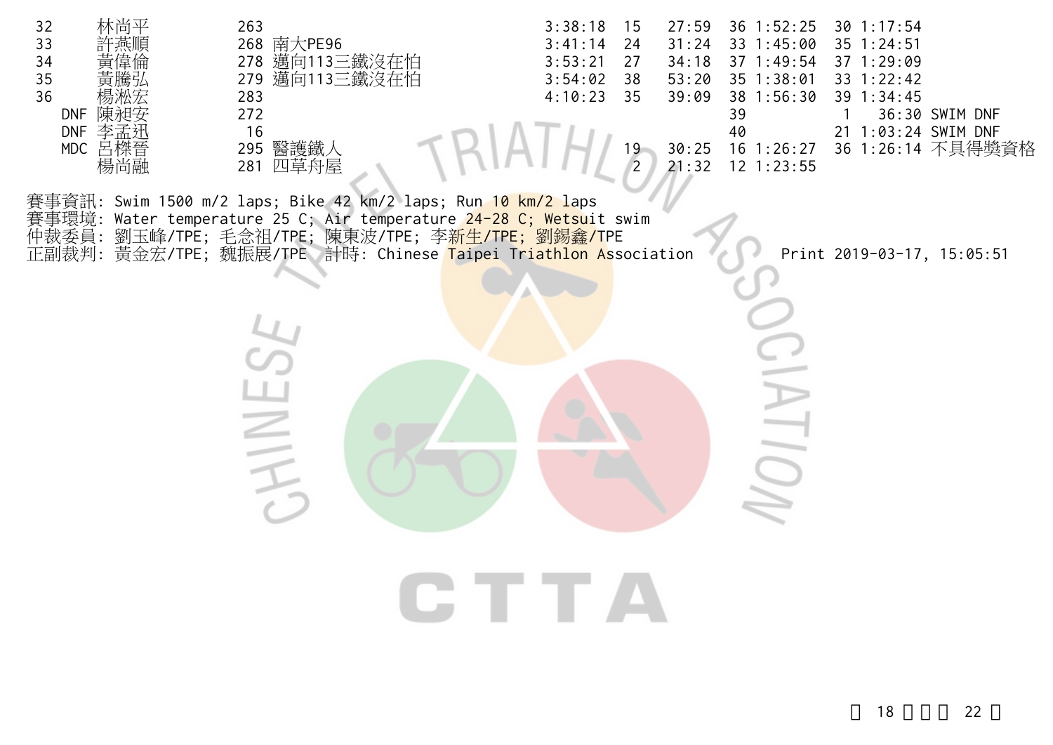| | | | | | | | | | | | | |
|---|---|---|---|---|---|---|---|---|---|---|---|---|
| 32 | 林尚平 | 263 | | 3:38:18 | 15 | 27:59 | 36 | 1:52:25 | 30 | 1:17:54 | |
| 33 | 許燕順 | 268 | 南大PE96 | 3:41:14 | 24 | 31:24 | 33 | 1:45:00 | 35 | 1:24:51 | |
| 34 | 黃偉倫 | 278 | 邁向113三鐵沒在怕 | 3:53:21 | 27 | 34:18 | 37 | 1:49:54 | 37 | 1:29:09 | |
| 35 | 黃騰弘 | 279 | 邁向113三鐵沒在怕 | 3:54:02 | 38 | 53:20 | 35 | 1:38:01 | 33 | 1:22:42 | |
| 36 | 楊淞宏 | 283 | | 4:10:23 | 35 | 39:09 | 38 | 1:56:30 | 39 | 1:34:45 | |
| DNF | 陳昶安 | 272 | | | | | 39 | | 1 | 36:30 | SWIM DNF |
| DNF | 李孟迅 | 16 | | | | | 40 | | 21 | 1:03:24 | SWIM DNF |
| MDC | 呂樑晉 | 295 | 醫護鐵人 | | 19 | 30:25 | 16 | 1:26:27 | 36 | 1:26:14 | 不具得獎資格 |
| | 楊尚融 | 281 | 四草舟屋 | | 2 | 21:32 | 12 | 1:23:55 | | | |

賽事資訊: Swim 1500 m/2 laps; Bike 42 km/2 laps; Run 10 km/2 laps
賽事環境: Water temperature 25 C; Air temperature 24-28 C; Wetsuit swim
仲裁委員: 劉玉峰/TPE; 毛念祖/TPE; 陳東波/TPE; 李新生/TPE; 劉錫鑫/TPE
正副裁判: 黃金宏/TPE; 魏振展/TPE 計時: Chinese Taipei Triathlon Association Print 2019-03-17, 15:05:51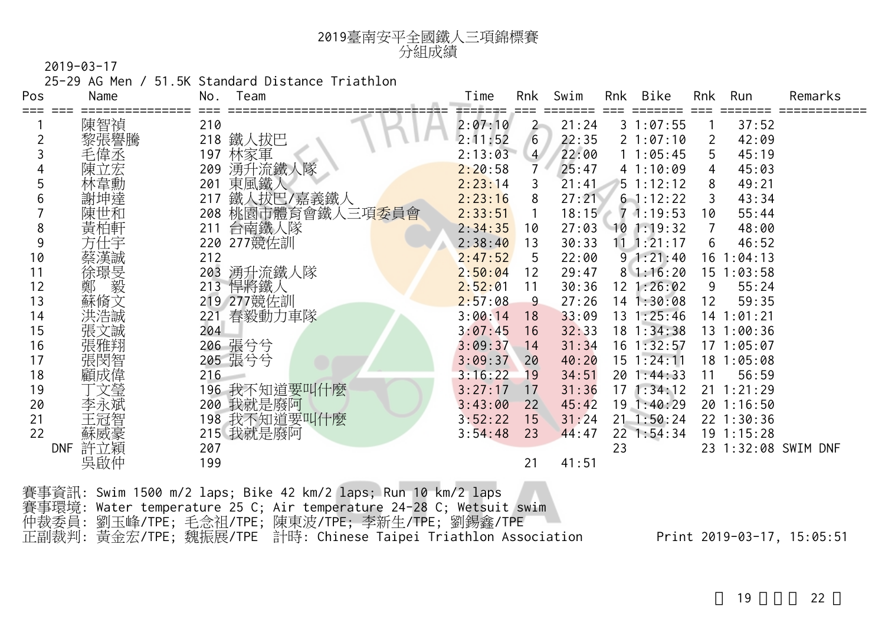# 2019臺南安平全國鐵人三項錦標賽
## 分組成績

2019-03-17

25-29 AG Men / 51.5K Standard Distance Triathlon

| Pos | Name | No. | Team | Time | Rnk | Swim | Rnk | Bike | Rnk | Run | Remarks |
|---|---|---|---|---|---|---|---|---|---|---|---|
| 1 | 陳智禎 | 210 | | 2:07:10 | 2 | 21:24 | 3 | 1:07:55 | 1 | 37:52 | |
| 2 | 黎張謦騰 | 218 | 鐵人拔巴 | 2:11:52 | 6 | 22:35 | 2 | 1:07:10 | 2 | 42:09 | |
| 3 | 毛偉丞 | 197 | 林家軍 | 2:13:03 | 4 | 22:00 | 1 | 1:05:45 | 5 | 45:19 | |
| 4 | 陳立宏 | 209 | 湧升流鐵人隊 | 2:20:58 | 7 | 25:47 | 4 | 1:10:09 | 4 | 45:03 | |
| 5 | 林韋勳 | 201 | 東風鐵人 | 2:23:14 | 3 | 21:41 | 5 | 1:12:12 | 8 | 49:21 | |
| 6 | 謝坤達 | 217 | 鐵人拔巴/嘉義鐵人 | 2:23:16 | 8 | 27:21 | 6 | 1:12:22 | 3 | 43:34 | |
| 7 | 陳世和 | 208 | 桃園市體育會鐵人三項委員會 | 2:33:51 | 1 | 18:15 | 7 | 1:19:53 | 10 | 55:44 | |
| 8 | 黃柏軒 | 211 | 台南鐵人隊 | 2:34:35 | 10 | 27:03 | 10 | 1:19:32 | 7 | 48:00 | |
| 9 | 方仕宇 | 220 | 277競佐訓 | 2:38:40 | 13 | 30:33 | 11 | 1:21:17 | 6 | 46:52 | |
| 10 | 蔡漢誠 | 212 | | 2:47:52 | 5 | 22:00 | 9 | 1:21:40 | 16 | 1:04:13 | |
| 11 | 徐璟旻 | 203 | 湧升流鐵人隊 | 2:50:04 | 12 | 29:47 | 8 | 1:16:20 | 15 | 1:03:58 | |
| 12 | 鄭　毅 | 213 | 悍將鐵人 | 2:52:01 | 11 | 30:36 | 12 | 1:26:02 | 9 | 55:24 | |
| 13 | 蘇脩文 | 219 | 277競佐訓 | 2:57:08 | 9 | 27:26 | 14 | 1:30:08 | 12 | 59:35 | |
| 14 | 洪浩誠 | 221 | 春毅動力車隊 | 3:00:14 | 18 | 33:09 | 13 | 1:25:46 | 14 | 1:01:21 | |
| 15 | 張文誠 | 204 | | 3:07:45 | 16 | 32:33 | 18 | 1:34:38 | 13 | 1:00:36 | |
| 16 | 張雅翔 | 206 | 張兮兮 | 3:09:37 | 14 | 31:34 | 16 | 1:32:57 | 17 | 1:05:07 | |
| 17 | 張閔智 | 205 | 張兮兮 | 3:09:37 | 20 | 40:20 | 15 | 1:24:11 | 18 | 1:05:08 | |
| 18 | 顧成偉 | 216 | | 3:16:22 | 19 | 34:51 | 20 | 1:44:33 | 11 | 56:59 | |
| 19 | 丁文瑩 | 196 | 我不知道要叫什麼 | 3:27:17 | 17 | 31:36 | 17 | 1:34:12 | 21 | 1:21:29 | |
| 20 | 李永斌 | 200 | 我就是廢阿 | 3:43:00 | 22 | 45:42 | 19 | 1:40:29 | 20 | 1:16:50 | |
| 21 | 王冠智 | 198 | 我不知道要叫什麼 | 3:52:22 | 15 | 31:24 | 21 | 1:50:24 | 22 | 1:30:36 | |
| 22 | 蘇威豪 | 215 | 我就是廢阿 | 3:54:48 | 23 | 44:47 | 22 | 1:54:34 | 19 | 1:15:28 | |
| DNF | 許立穎 | 207 | | | | | 23 | | 23 | 1:32:08 | SWIM DNF |
| | 吳啟仲 | 199 | | | 21 | 41:51 | | | | | |

賽事資訊: Swim 1500 m/2 laps; Bike 42 km/2 laps; Run 10 km/2 laps
賽事環境: Water temperature 25 C; Air temperature 24-28 C; Wetsuit swim
仲裁委員: 劉玉峰/TPE; 毛念祖/TPE; 陳東波/TPE; 李新生/TPE; 劉錫鑫/TPE
正副裁判: 黃金宏/TPE; 魏振展/TPE　計時: Chinese Taipei Triathlon Association

Print 2019-03-17, 15:05:51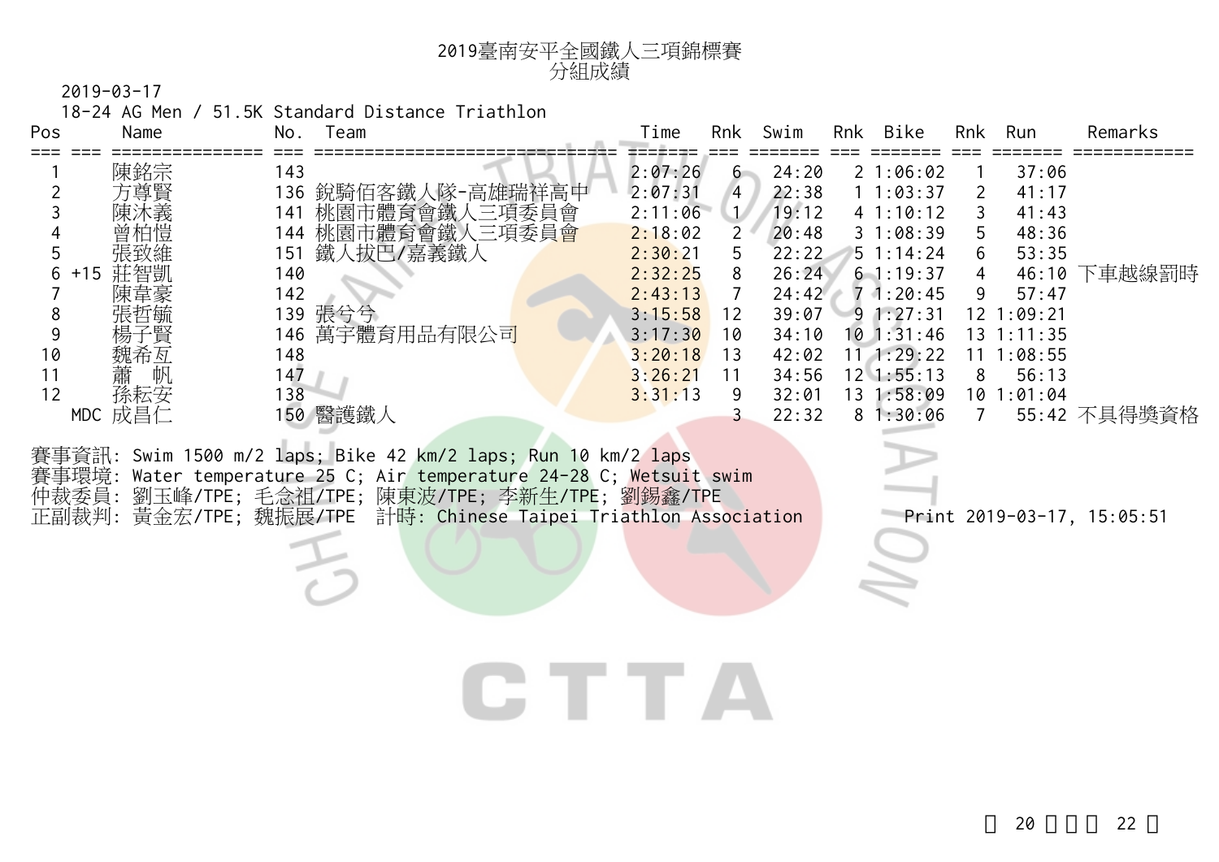# 2019臺南安平全國鐵人三項錦標賽
## 分組成績

2019-03-17

18-24 AG Men / 51.5K Standard Distance Triathlon

| Pos | | Name | No. | Team | Time | Rnk | Swim | Rnk | Bike | Rnk | Run | Remarks |
|---|---|---|---|---|---|---|---|---|---|---|---|---|
| 1 | | 陳銘宗 | 143 | | 2:07:26 | 6 | 24:20 | 2 | 1:06:02 | 1 | 37:06 | |
| 2 | | 方尊賢 | 136 | 銳騎佰客鐵人隊-高雄瑞祥高中 | 2:07:31 | 4 | 22:38 | 1 | 1:03:37 | 2 | 41:17 | |
| 3 | | 陳沐義 | 141 | 桃園市體育會鐵人三項委員會 | 2:11:06 | 1 | 19:12 | 4 | 1:10:12 | 3 | 41:43 | |
| 4 | | 曾柏愷 | 144 | 桃園市體育會鐵人三項委員會 | 2:18:02 | 2 | 20:48 | 3 | 1:08:39 | 5 | 48:36 | |
| 5 | | 張致維 | 151 | 鐵人拔巴/嘉義鐵人 | 2:30:21 | 5 | 22:22 | 5 | 1:14:24 | 6 | 53:35 | |
| 6 | +15 | 莊智凱 | 140 | | 2:32:25 | 8 | 26:24 | 6 | 1:19:37 | 4 | 46:10 | 下車越線罰時 |
| 7 | | 陳韋豪 | 142 | | 2:43:13 | 7 | 24:42 | 7 | 1:20:45 | 9 | 57:47 | |
| 8 | | 張哲毓 | 139 | 張兮兮 | 3:15:58 | 12 | 39:07 | 9 | 1:27:31 | 12 | 1:09:21 | |
| 9 | | 楊子賢 | 146 | 萬宇體育用品有限公司 | 3:17:30 | 10 | 34:10 | 10 | 1:31:46 | 13 | 1:11:35 | |
| 10 | | 魏希亙 | 148 | | 3:20:18 | 13 | 42:02 | 11 | 1:29:22 | 11 | 1:08:55 | |
| 11 | | 蕭　帆 | 147 | | 3:26:21 | 11 | 34:56 | 12 | 1:55:13 | 8 | 56:13 | |
| 12 | | 孫耘安 | 138 | | 3:31:13 | 9 | 32:01 | 13 | 1:58:09 | 10 | 1:01:04 | |
| | MDC | 成昌仁 | 150 | 醫護鐵人 | | 3 | 22:32 | 8 | 1:30:06 | 7 | 55:42 | 不具得獎資格 |

賽事資訊: Swim 1500 m/2 laps; Bike 42 km/2 laps; Run 10 km/2 laps

賽事環境: Water temperature 25 C; Air temperature 24-28 C; Wetsuit swim

仲裁委員: 劉玉峰/TPE; 毛念祖/TPE; 陳東波/TPE; 李新生/TPE; 劉錫鑫/TPE

正副裁判: 黃金宏/TPE; 魏振展/TPE　計時: Chinese Taipei Triathlon Association　　Print 2019-03-17, 15:05:51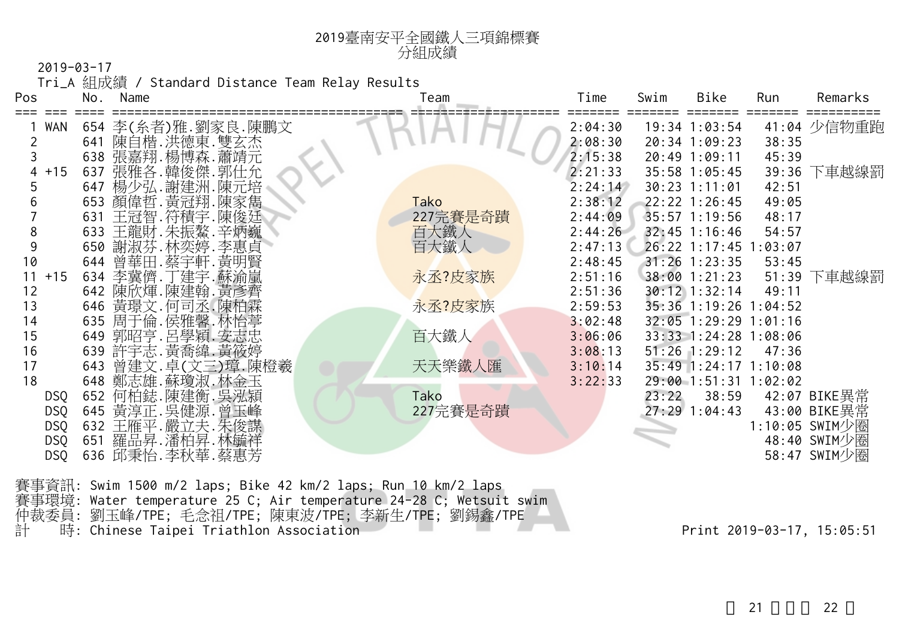# 2019臺南安平全國鐵人三項錦標賽

## 分組成績

2019-03-17

Tri_A 組成績 / Standard Distance Team Relay Results

| Pos | | No. | Name | Team | Time | Swim | Bike | Run | Remarks |
|---|---|---|---|---|---|---|---|---|---|
| 1 | WAN | 654 | 李(糸者)雅.劉家良.陳鵬文 | | 2:04:30 | 19:34 | 1:03:54 | 41:04 | 少信物重跑 |
| 2 | | 641 | 陳自楷.洪德東.雙玄杰 | | 2:08:30 | 20:34 | 1:09:23 | 38:35 | |
| 3 | | 638 | 張嘉翔.楊博森.蕭靖元 | | 2:15:38 | 20:49 | 1:09:11 | 45:39 | |
| 4 | +15 | 637 | 張雅各.韓俊傑.郭仕允 | | 2:21:33 | 35:58 | 1:05:45 | 39:36 | 下車越線罰 |
| 5 | | 647 | 楊少弘.謝建洲.陳元培 | | 2:24:14 | 30:23 | 1:11:01 | 42:51 | |
| 6 | | 653 | 顏偉哲.黃冠翔.陳家雋 | Tako | 2:38:12 | 22:22 | 1:26:45 | 49:05 | |
| 7 | | 631 | 王冠智.符積宇.陳俊廷 | 227完賽是奇蹟 | 2:44:09 | 35:57 | 1:19:56 | 48:17 | |
| 8 | | 633 | 王龍財.朱振鰲.辛炳巍 | 百大鐵人 | 2:44:26 | 32:45 | 1:16:46 | 54:57 | |
| 9 | | 650 | 謝淑芬.林奕婷.李惠貞 | 百大鐵人 | 2:47:13 | 26:22 | 1:17:45 | 1:03:07 | |
| 10 | | 644 | 曾華田.蔡宇軒.黃明賢 | | 2:48:45 | 31:26 | 1:23:35 | 53:45 | |
| 11 | +15 | 634 | 李�womens僑.丁建宇.蘇渝嵐 | 永丞?皮家族 | 2:51:16 | 38:00 | 1:21:23 | 51:39 | 下車越線罰 |
| 12 | | 642 | 陳欣煇.陳建翰.黃彥齊 | | 2:51:36 | 30:12 | 1:32:14 | 49:11 | |
| 13 | | 646 | 黃璟文.何司丞.陳柏霖 | 永丞?皮家族 | 2:59:53 | 35:36 | 1:19:26 | 1:04:52 | |
| 14 | | 635 | 周于倫.侯雅馨.林怡葶 | | 3:02:48 | 32:05 | 1:29:29 | 1:01:16 | |
| 15 | | 649 | 郭昭亨.呂學穎.安志忠 | 百大鐵人 | 3:06:06 | 33:33 | 1:24:28 | 1:08:06 | |
| 16 | | 639 | 許宇志.黃喬緯.黃筱婷 | | 3:08:13 | 51:26 | 1:29:12 | 47:36 | |
| 17 | | 643 | 曾建文.卓(文三)璋.陳橙羲 | 天天樂鐵人匯 | 3:10:14 | 35:49 | 1:24:17 | 1:10:08 | |
| 18 | | 648 | 鄭志雄.蘇瓊淑.林金玉 | | 3:22:33 | 29:00 | 1:51:31 | 1:02:02 | |
| | DSQ | 652 | 何柏銡.陳建衡.吳泓頴 | Tako | | 23:22 | 38:59 | 42:07 | BIKE異常 |
| | DSQ | 645 | 黃淳正.吳健源.曾玉峰 | 227完賽是奇蹟 | | 27:29 | 1:04:43 | 43:00 | BIKE異常 |
| | DSQ | 632 | 王雁平.嚴立夫.朱俊諆 | | | | | 1:10:05 | SWIM少圈 |
| | DSQ | 651 | 羅品昇.潘柏昇.林毓祥 | | | | | 48:40 | SWIM少圈 |
| | DSQ | 636 | 邱秉怡.李秋華.蔡惠芳 | | | | | 58:47 | SWIM少圈 |

賽事資訊: Swim 1500 m/2 laps; Bike 42 km/2 laps; Run 10 km/2 laps
賽事環境: Water temperature 25 C; Air temperature 24-28 C; Wetsuit swim
仲裁委員: 劉玉峰/TPE; 毛念祖/TPE; 陳東波/TPE; 李新生/TPE; 劉錫鑫/TPE
計　　時: Chinese Taipei Triathlon Association

Print 2019-03-17, 15:05:51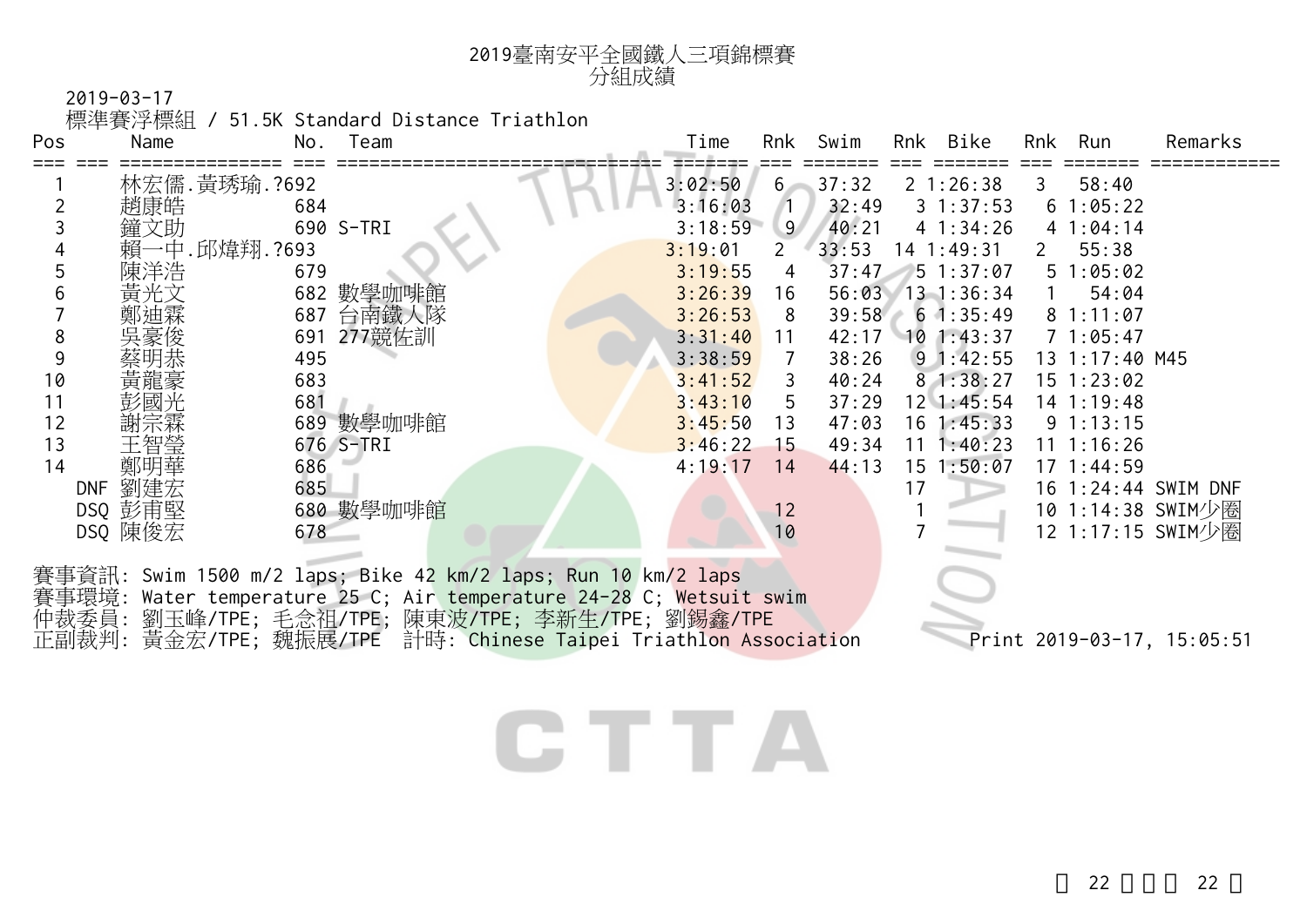# 2019臺南安平全國鐵人三項錦標賽
## 分組成績

2019-03-17

標準賽浮標組 / 51.5K Standard Distance Triathlon

| Pos | | Name | No. | Team | Time | Rnk | Swim | Rnk | Bike | Rnk | Run | Remarks |
|---|---|---|---|---|---|---|---|---|---|---|---|---|
| 1 | | 林宏儒.黃琇瑜.?692 | | | 3:02:50 | 6 | 37:32 | 2 | 1:26:38 | 3 | 58:40 | |
| 2 | | 趙康皓 | 684 | | 3:16:03 | 1 | 32:49 | 3 | 1:37:53 | 6 | 1:05:22 | |
| 3 | | 鐘文助 | 690 | S-TRI | 3:18:59 | 9 | 40:21 | 4 | 1:34:26 | 4 | 1:04:14 | |
| 4 | | 賴一中.邱煒翔.?693 | | | 3:19:01 | 2 | 33:53 | 14 | 1:49:31 | 2 | 55:38 | |
| 5 | | 陳洋浩 | 679 | | 3:19:55 | 4 | 37:47 | 5 | 1:37:07 | 5 | 1:05:02 | |
| 6 | | 黃光文 | 682 | 數學咖啡館 | 3:26:39 | 16 | 56:03 | 13 | 1:36:34 | 1 | 54:04 | |
| 7 | | 鄭迪霖 | 687 | 台南鐵人隊 | 3:26:53 | 8 | 39:58 | 6 | 1:35:49 | 8 | 1:11:07 | |
| 8 | | 吳豪俊 | 691 | 277競佐訓 | 3:31:40 | 11 | 42:17 | 10 | 1:43:37 | 7 | 1:05:47 | |
| 9 | | 蔡明恭 | 495 | | 3:38:59 | 7 | 38:26 | 9 | 1:42:55 | 13 | 1:17:40 | M45 |
| 10 | | 黃龍豪 | 683 | | 3:41:52 | 3 | 40:24 | 8 | 1:38:27 | 15 | 1:23:02 | |
| 11 | | 彭國光 | 681 | | 3:43:10 | 5 | 37:29 | 12 | 1:45:54 | 14 | 1:19:48 | |
| 12 | | 謝宗霖 | 689 | 數學咖啡館 | 3:45:50 | 13 | 47:03 | 16 | 1:45:33 | 9 | 1:13:15 | |
| 13 | | 王智瑩 | 676 | S-TRI | 3:46:22 | 15 | 49:34 | 11 | 1:40:23 | 11 | 1:16:26 | |
| 14 | | 鄭明華 | 686 | | 4:19:17 | 14 | 44:13 | 15 | 1:50:07 | 17 | 1:44:59 | |
| | DNF | 劉建宏 | 685 | | | | | 17 | | 16 | 1:24:44 | SWIM DNF |
| | DSQ | 彭甫堅 | 680 | 數學咖啡館 | | 12 | | 1 | | 10 | 1:14:38 | SWIM少圈 |
| | DSQ | 陳俊宏 | 678 | | | 10 | | 7 | | 12 | 1:17:15 | SWIM少圈 |

賽事資訊: Swim 1500 m/2 laps; Bike 42 km/2 laps; Run 10 km/2 laps
賽事環境: Water temperature 25 C; Air temperature 24-28 C; Wetsuit swim
仲裁委員: 劉玉峰/TPE; 毛念祖/TPE; 陳東波/TPE; 李新生/TPE; 劉錫鑫/TPE
正副裁判: 黃金宏/TPE; 魏振展/TPE　計時: Chinese Taipei Triathlon Association　　Print 2019-03-17, 15:05:51